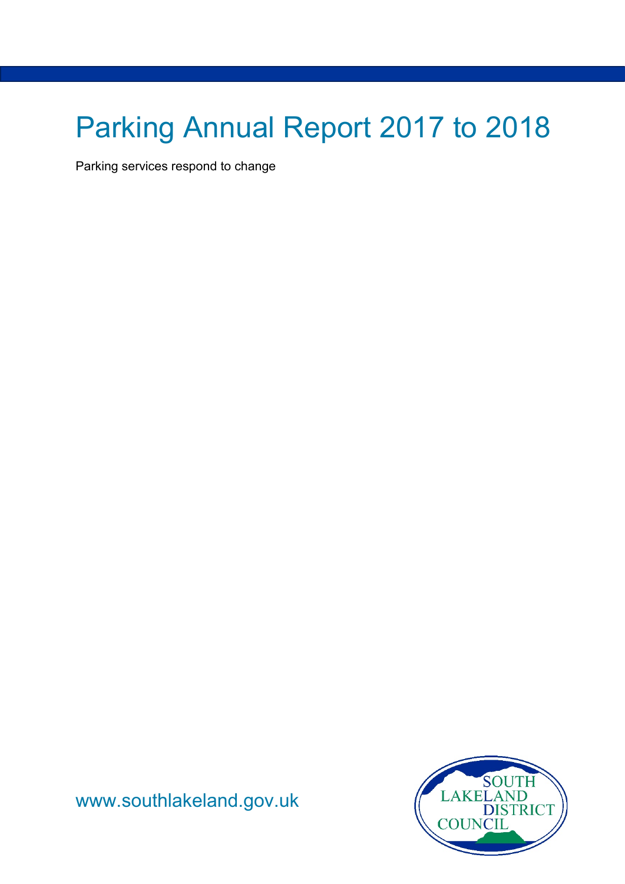# Parking Annual Report 2017 to 2018

Parking services respond to change

www.southlakeland.gov.uk

SOUTH LAKELAND DISTRICT COUNCIL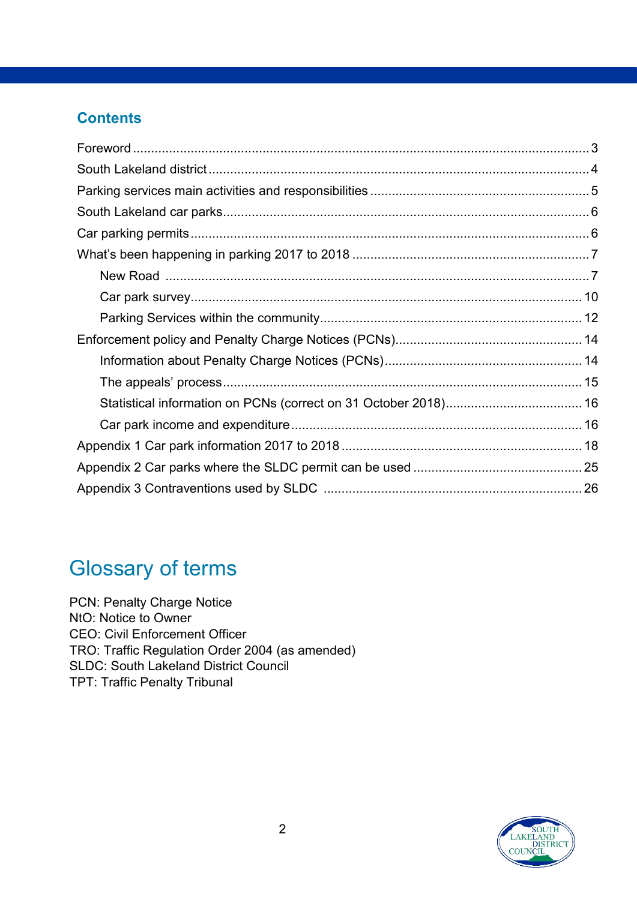## Contents

- Foreword ... 3
- South Lakeland district ... 4
- Parking services main activities and responsibilities ... 5
- South Lakeland car parks ... 6
- Car parking permits ... 6
- What's been happening in parking 2017 to 2018 ... 7
  - New Road ... 7
  - Car park survey ... 10
  - Parking Services within the community ... 12
- Enforcement policy and Penalty Charge Notices (PCNs) ... 14
  - Information about Penalty Charge Notices (PCNs) ... 14
  - The appeals' process ... 15
  - Statistical information on PCNs (correct on 31 October 2018) ... 16
  - Car park income and expenditure ... 16
- Appendix 1 Car park information 2017 to 2018 ... 18
- Appendix 2 Car parks where the SLDC permit can be used ... 25
- Appendix 3 Contraventions used by SLDC ... 26

# Glossary of terms

PCN: Penalty Charge Notice
NtO: Notice to Owner
CEO: Civil Enforcement Officer
TRO: Traffic Regulation Order 2004 (as amended)
SLDC: South Lakeland District Council
TPT: Traffic Penalty Tribunal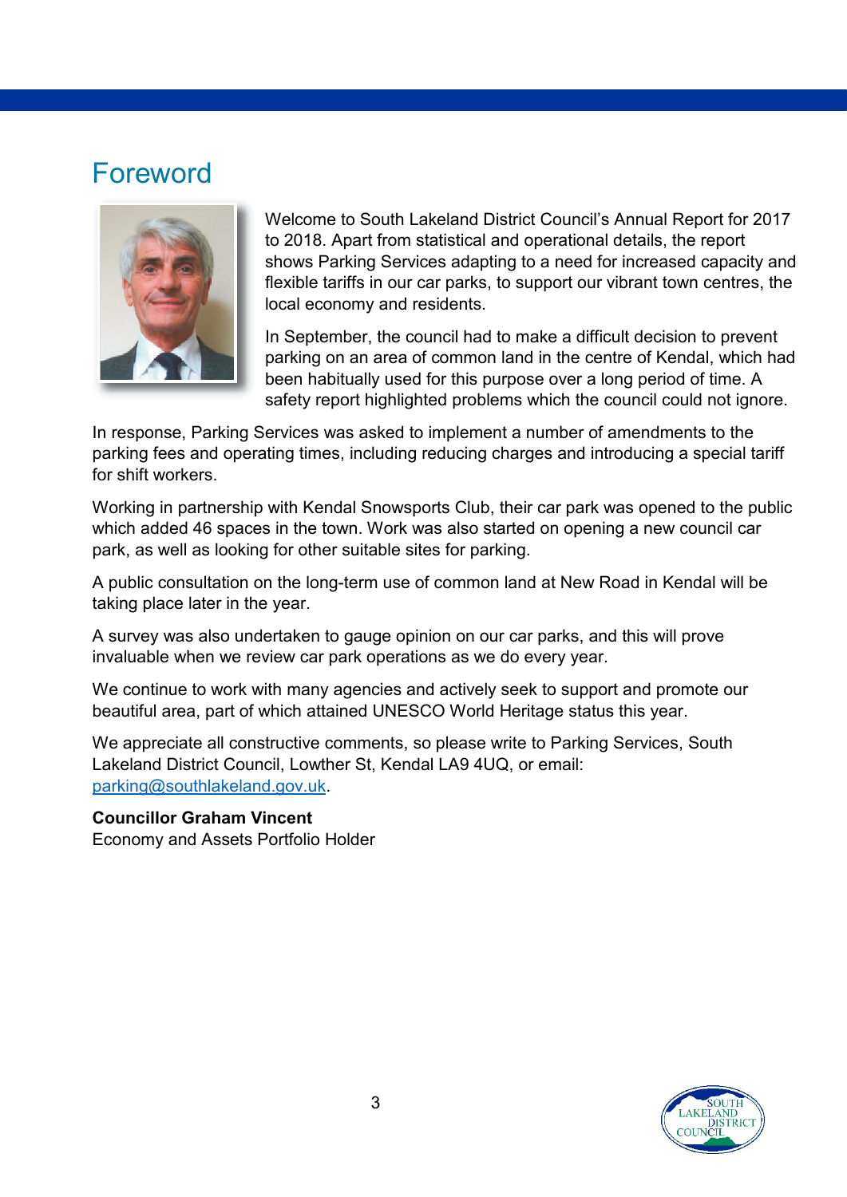# Foreword

Welcome to South Lakeland District Council's Annual Report for 2017 to 2018. Apart from statistical and operational details, the report shows Parking Services adapting to a need for increased capacity and flexible tariffs in our car parks, to support our vibrant town centres, the local economy and residents.

In September, the council had to make a difficult decision to prevent parking on an area of common land in the centre of Kendal, which had been habitually used for this purpose over a long period of time. A safety report highlighted problems which the council could not ignore.

In response, Parking Services was asked to implement a number of amendments to the parking fees and operating times, including reducing charges and introducing a special tariff for shift workers.

Working in partnership with Kendal Snowsports Club, their car park was opened to the public which added 46 spaces in the town. Work was also started on opening a new council car park, as well as looking for other suitable sites for parking.

A public consultation on the long-term use of common land at New Road in Kendal will be taking place later in the year.

A survey was also undertaken to gauge opinion on our car parks, and this will prove invaluable when we review car park operations as we do every year.

We continue to work with many agencies and actively seek to support and promote our beautiful area, part of which attained UNESCO World Heritage status this year.

We appreciate all constructive comments, so please write to Parking Services, South Lakeland District Council, Lowther St, Kendal LA9 4UQ, or email: parking@southlakeland.gov.uk.

**Councillor Graham Vincent**
Economy and Assets Portfolio Holder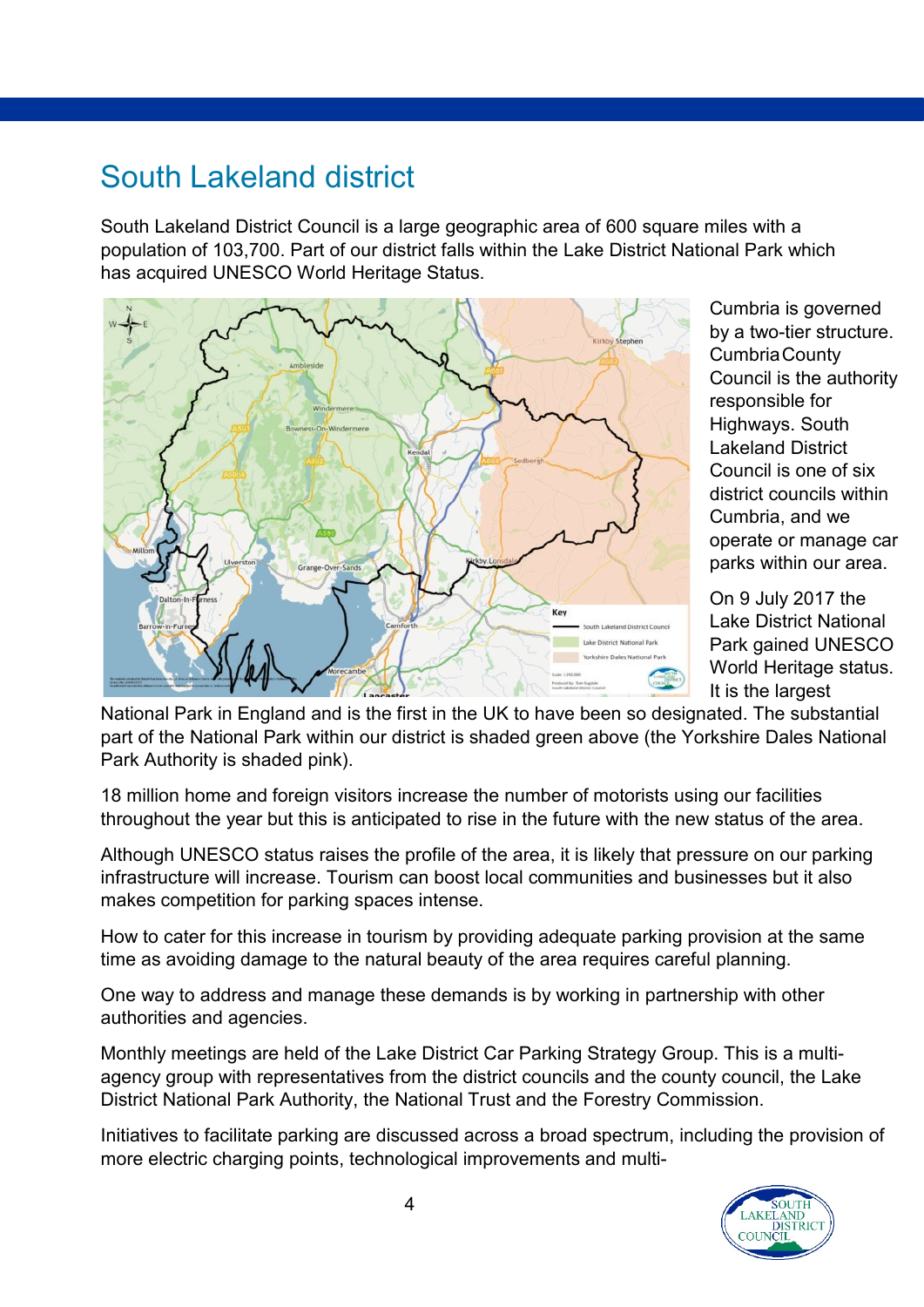# South Lakeland district

South Lakeland District Council is a large geographic area of 600 square miles with a population of 103,700. Part of our district falls within the Lake District National Park which has acquired UNESCO World Heritage Status.

Cumbria is governed by a two-tier structure. Cumbria County Council is the authority responsible for Highways. South Lakeland District Council is one of six district councils within Cumbria, and we operate or manage car parks within our area.

On 9 July 2017 the Lake District National Park gained UNESCO World Heritage status. It is the largest National Park in England and is the first in the UK to have been so designated. The substantial part of the National Park within our district is shaded green above (the Yorkshire Dales National Park Authority is shaded pink).

18 million home and foreign visitors increase the number of motorists using our facilities throughout the year but this is anticipated to rise in the future with the new status of the area.

Although UNESCO status raises the profile of the area, it is likely that pressure on our parking infrastructure will increase. Tourism can boost local communities and businesses but it also makes competition for parking spaces intense.

How to cater for this increase in tourism by providing adequate parking provision at the same time as avoiding damage to the natural beauty of the area requires careful planning.

One way to address and manage these demands is by working in partnership with other authorities and agencies.

Monthly meetings are held of the Lake District Car Parking Strategy Group. This is a multi-agency group with representatives from the district councils and the county council, the Lake District National Park Authority, the National Trust and the Forestry Commission.

Initiatives to facilitate parking are discussed across a broad spectrum, including the provision of more electric charging points, technological improvements and multi-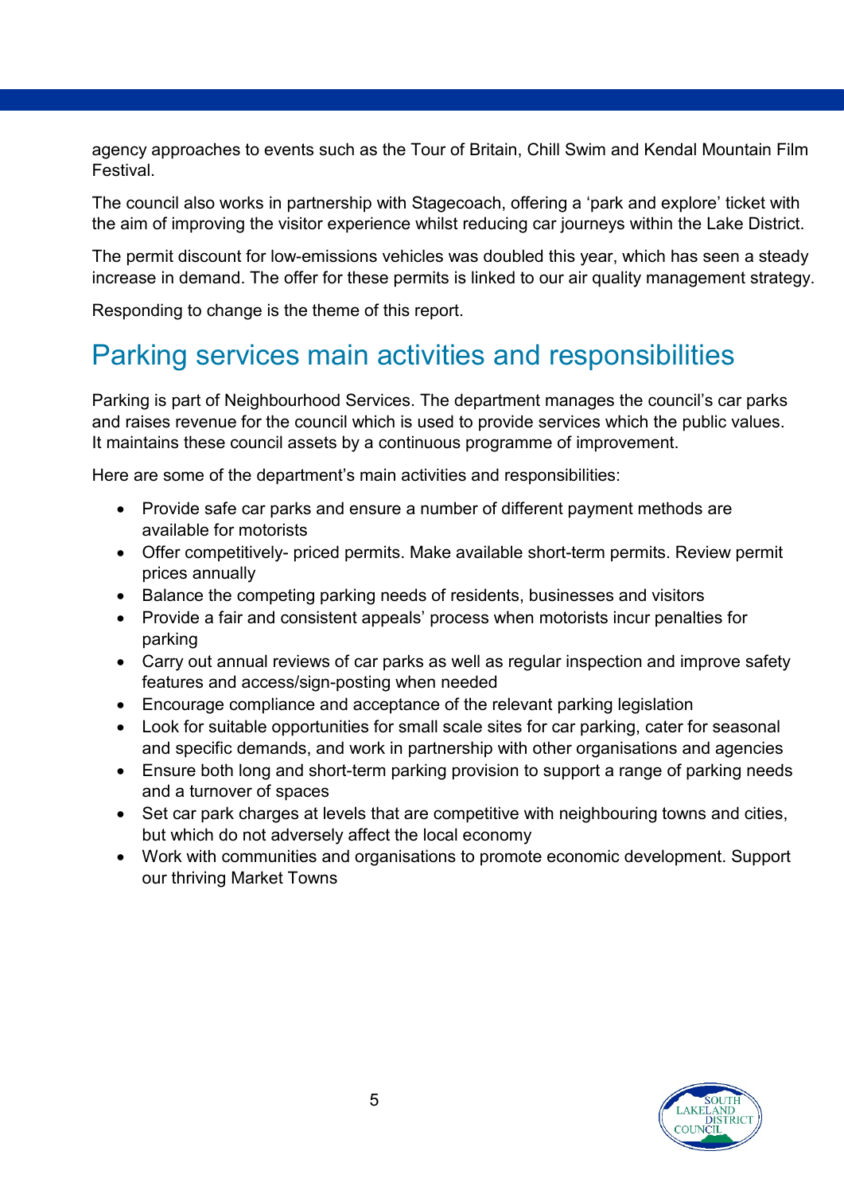agency approaches to events such as the Tour of Britain, Chill Swim and Kendal Mountain Film Festival.

The council also works in partnership with Stagecoach, offering a 'park and explore' ticket with the aim of improving the visitor experience whilst reducing car journeys within the Lake District.

The permit discount for low-emissions vehicles was doubled this year, which has seen a steady increase in demand. The offer for these permits is linked to our air quality management strategy.

Responding to change is the theme of this report.

## Parking services main activities and responsibilities

Parking is part of Neighbourhood Services. The department manages the council's car parks and raises revenue for the council which is used to provide services which the public values. It maintains these council assets by a continuous programme of improvement.

Here are some of the department's main activities and responsibilities:

- Provide safe car parks and ensure a number of different payment methods are available for motorists
- Offer competitively- priced permits. Make available short-term permits. Review permit prices annually
- Balance the competing parking needs of residents, businesses and visitors
- Provide a fair and consistent appeals' process when motorists incur penalties for parking
- Carry out annual reviews of car parks as well as regular inspection and improve safety features and access/sign-posting when needed
- Encourage compliance and acceptance of the relevant parking legislation
- Look for suitable opportunities for small scale sites for car parking, cater for seasonal and specific demands, and work in partnership with other organisations and agencies
- Ensure both long and short-term parking provision to support a range of parking needs and a turnover of spaces
- Set car park charges at levels that are competitive with neighbouring towns and cities, but which do not adversely affect the local economy
- Work with communities and organisations to promote economic development. Support our thriving Market Towns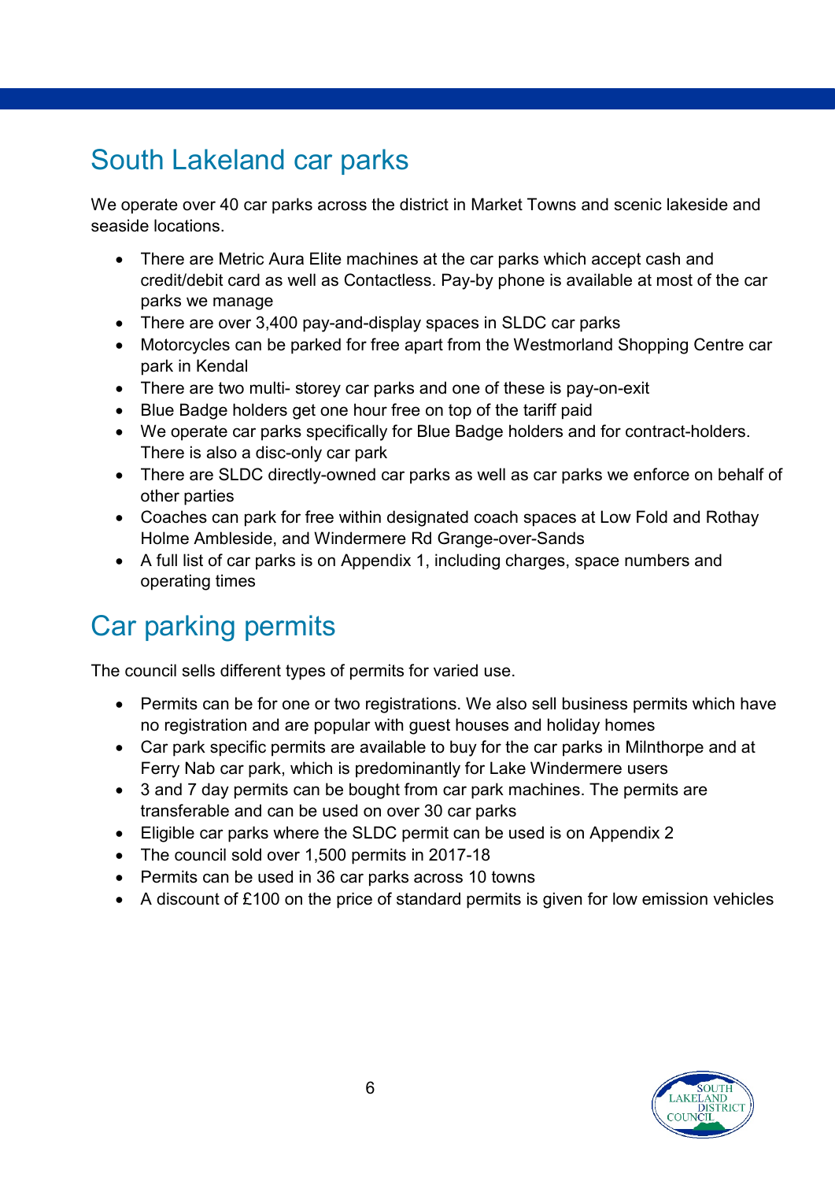## South Lakeland car parks

We operate over 40 car parks across the district in Market Towns and scenic lakeside and seaside locations.

- There are Metric Aura Elite machines at the car parks which accept cash and credit/debit card as well as Contactless. Pay-by phone is available at most of the car parks we manage
- There are over 3,400 pay-and-display spaces in SLDC car parks
- Motorcycles can be parked for free apart from the Westmorland Shopping Centre car park in Kendal
- There are two multi- storey car parks and one of these is pay-on-exit
- Blue Badge holders get one hour free on top of the tariff paid
- We operate car parks specifically for Blue Badge holders and for contract-holders. There is also a disc-only car park
- There are SLDC directly-owned car parks as well as car parks we enforce on behalf of other parties
- Coaches can park for free within designated coach spaces at Low Fold and Rothay Holme Ambleside, and Windermere Rd Grange-over-Sands
- A full list of car parks is on Appendix 1, including charges, space numbers and operating times

## Car parking permits

The council sells different types of permits for varied use.

- Permits can be for one or two registrations. We also sell business permits which have no registration and are popular with guest houses and holiday homes
- Car park specific permits are available to buy for the car parks in Milnthorpe and at Ferry Nab car park, which is predominantly for Lake Windermere users
- 3 and 7 day permits can be bought from car park machines. The permits are transferable and can be used on over 30 car parks
- Eligible car parks where the SLDC permit can be used is on Appendix 2
- The council sold over 1,500 permits in 2017-18
- Permits can be used in 36 car parks across 10 towns
- A discount of £100 on the price of standard permits is given for low emission vehicles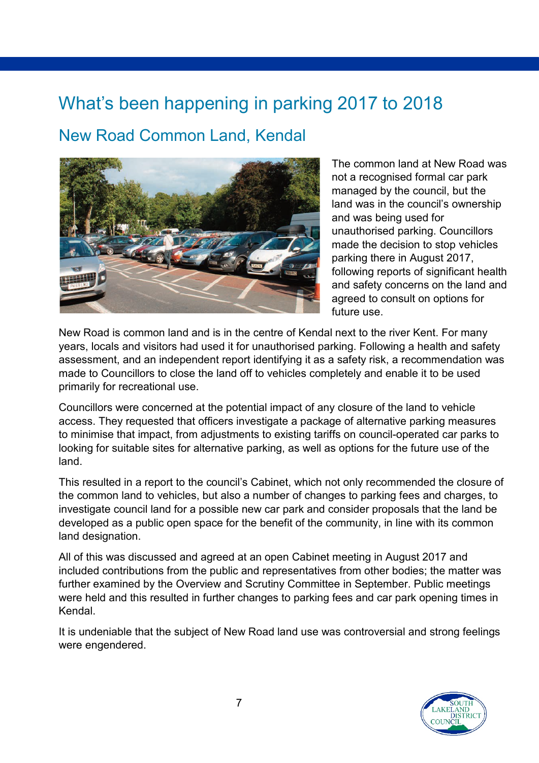# What's been happening in parking 2017 to 2018

## New Road Common Land, Kendal

The common land at New Road was not a recognised formal car park managed by the council, but the land was in the council's ownership and was being used for unauthorised parking. Councillors made the decision to stop vehicles parking there in August 2017, following reports of significant health and safety concerns on the land and agreed to consult on options for future use.

New Road is common land and is in the centre of Kendal next to the river Kent. For many years, locals and visitors had used it for unauthorised parking. Following a health and safety assessment, and an independent report identifying it as a safety risk, a recommendation was made to Councillors to close the land off to vehicles completely and enable it to be used primarily for recreational use.

Councillors were concerned at the potential impact of any closure of the land to vehicle access. They requested that officers investigate a package of alternative parking measures to minimise that impact, from adjustments to existing tariffs on council-operated car parks to looking for suitable sites for alternative parking, as well as options for the future use of the land.

This resulted in a report to the council's Cabinet, which not only recommended the closure of the common land to vehicles, but also a number of changes to parking fees and charges, to investigate council land for a possible new car park and consider proposals that the land be developed as a public open space for the benefit of the community, in line with its common land designation.

All of this was discussed and agreed at an open Cabinet meeting in August 2017 and included contributions from the public and representatives from other bodies; the matter was further examined by the Overview and Scrutiny Committee in September. Public meetings were held and this resulted in further changes to parking fees and car park opening times in Kendal.

It is undeniable that the subject of New Road land use was controversial and strong feelings were engendered.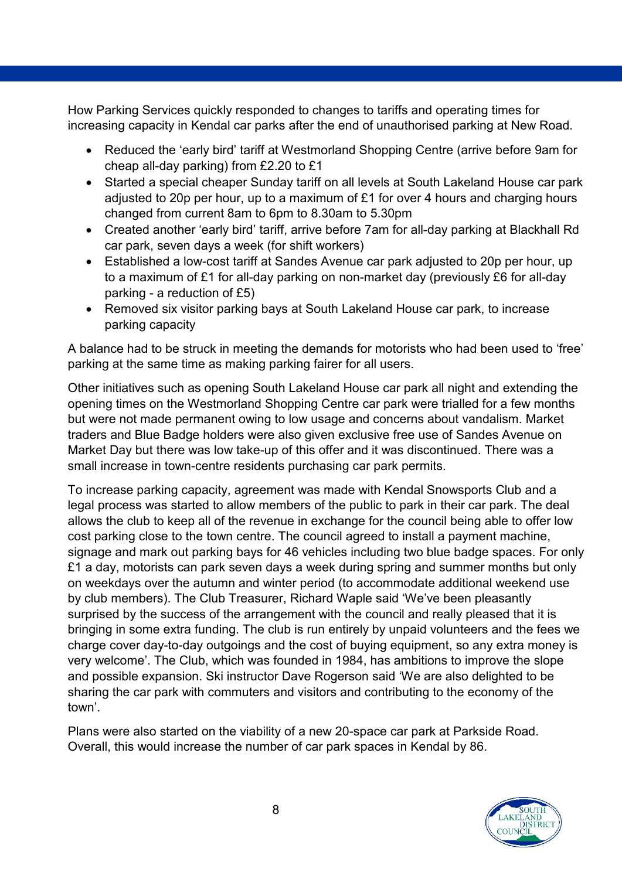How Parking Services quickly responded to changes to tariffs and operating times for increasing capacity in Kendal car parks after the end of unauthorised parking at New Road.

- Reduced the 'early bird' tariff at Westmorland Shopping Centre (arrive before 9am for cheap all-day parking) from £2.20 to £1
- Started a special cheaper Sunday tariff on all levels at South Lakeland House car park adjusted to 20p per hour, up to a maximum of £1 for over 4 hours and charging hours changed from current 8am to 6pm to 8.30am to 5.30pm
- Created another 'early bird' tariff, arrive before 7am for all-day parking at Blackhall Rd car park, seven days a week (for shift workers)
- Established a low-cost tariff at Sandes Avenue car park adjusted to 20p per hour, up to a maximum of £1 for all-day parking on non-market day (previously £6 for all-day parking - a reduction of £5)
- Removed six visitor parking bays at South Lakeland House car park, to increase parking capacity

A balance had to be struck in meeting the demands for motorists who had been used to 'free' parking at the same time as making parking fairer for all users.

Other initiatives such as opening South Lakeland House car park all night and extending the opening times on the Westmorland Shopping Centre car park were trialled for a few months but were not made permanent owing to low usage and concerns about vandalism. Market traders and Blue Badge holders were also given exclusive free use of Sandes Avenue on Market Day but there was low take-up of this offer and it was discontinued. There was a small increase in town-centre residents purchasing car park permits.

To increase parking capacity, agreement was made with Kendal Snowsports Club and a legal process was started to allow members of the public to park in their car park. The deal allows the club to keep all of the revenue in exchange for the council being able to offer low cost parking close to the town centre. The council agreed to install a payment machine, signage and mark out parking bays for 46 vehicles including two blue badge spaces. For only £1 a day, motorists can park seven days a week during spring and summer months but only on weekdays over the autumn and winter period (to accommodate additional weekend use by club members). The Club Treasurer, Richard Waple said 'We've been pleasantly surprised by the success of the arrangement with the council and really pleased that it is bringing in some extra funding. The club is run entirely by unpaid volunteers and the fees we charge cover day-to-day outgoings and the cost of buying equipment, so any extra money is very welcome'. The Club, which was founded in 1984, has ambitions to improve the slope and possible expansion. Ski instructor Dave Rogerson said 'We are also delighted to be sharing the car park with commuters and visitors and contributing to the economy of the town'.

Plans were also started on the viability of a new 20-space car park at Parkside Road. Overall, this would increase the number of car park spaces in Kendal by 86.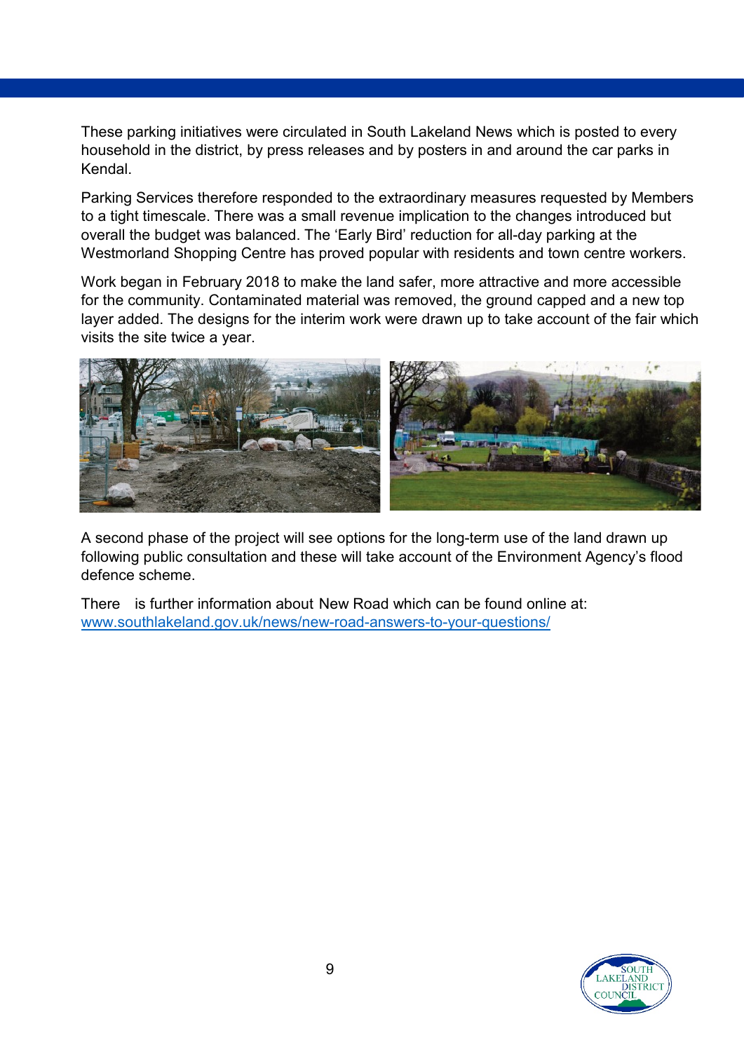These parking initiatives were circulated in South Lakeland News which is posted to every household in the district, by press releases and by posters in and around the car parks in Kendal.

Parking Services therefore responded to the extraordinary measures requested by Members to a tight timescale. There was a small revenue implication to the changes introduced but overall the budget was balanced. The 'Early Bird' reduction for all-day parking at the Westmorland Shopping Centre has proved popular with residents and town centre workers.

Work began in February 2018 to make the land safer, more attractive and more accessible for the community. Contaminated material was removed, the ground capped and a new top layer added. The designs for the interim work were drawn up to take account of the fair which visits the site twice a year.

A second phase of the project will see options for the long-term use of the land drawn up following public consultation and these will take account of the Environment Agency's flood defence scheme.

There is further information about New Road which can be found online at: [www.southlakeland.gov.uk/news/new-road-answers-to-your-questions/](www.southlakeland.gov.uk/news/new-road-answers-to-your-questions/)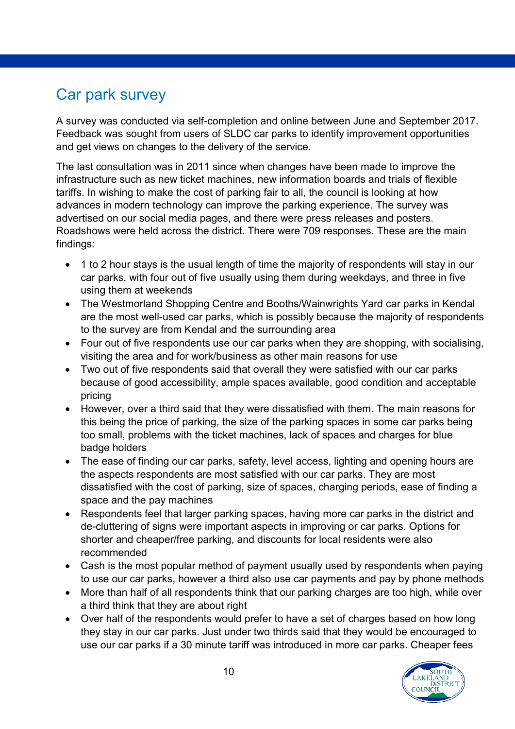## Car park survey

A survey was conducted via self-completion and online between June and September 2017. Feedback was sought from users of SLDC car parks to identify improvement opportunities and get views on changes to the delivery of the service.

The last consultation was in 2011 since when changes have been made to improve the infrastructure such as new ticket machines, new information boards and trials of flexible tariffs. In wishing to make the cost of parking fair to all, the council is looking at how advances in modern technology can improve the parking experience. The survey was advertised on our social media pages, and there were press releases and posters. Roadshows were held across the district. There were 709 responses. These are the main findings:

- 1 to 2 hour stays is the usual length of time the majority of respondents will stay in our car parks, with four out of five usually using them during weekdays, and three in five using them at weekends
- The Westmorland Shopping Centre and Booths/Wainwrights Yard car parks in Kendal are the most well-used car parks, which is possibly because the majority of respondents to the survey are from Kendal and the surrounding area
- Four out of five respondents use our car parks when they are shopping, with socialising, visiting the area and for work/business as other main reasons for use
- Two out of five respondents said that overall they were satisfied with our car parks because of good accessibility, ample spaces available, good condition and acceptable pricing
- However, over a third said that they were dissatisfied with them. The main reasons for this being the price of parking, the size of the parking spaces in some car parks being too small, problems with the ticket machines, lack of spaces and charges for blue badge holders
- The ease of finding our car parks, safety, level access, lighting and opening hours are the aspects respondents are most satisfied with our car parks. They are most dissatisfied with the cost of parking, size of spaces, charging periods, ease of finding a space and the pay machines
- Respondents feel that larger parking spaces, having more car parks in the district and de-cluttering of signs were important aspects in improving or car parks. Options for shorter and cheaper/free parking, and discounts for local residents were also recommended
- Cash is the most popular method of payment usually used by respondents when paying to use our car parks, however a third also use car payments and pay by phone methods
- More than half of all respondents think that our parking charges are too high, while over a third think that they are about right
- Over half of the respondents would prefer to have a set of charges based on how long they stay in our car parks. Just under two thirds said that they would be encouraged to use our car parks if a 30 minute tariff was introduced in more car parks. Cheaper fees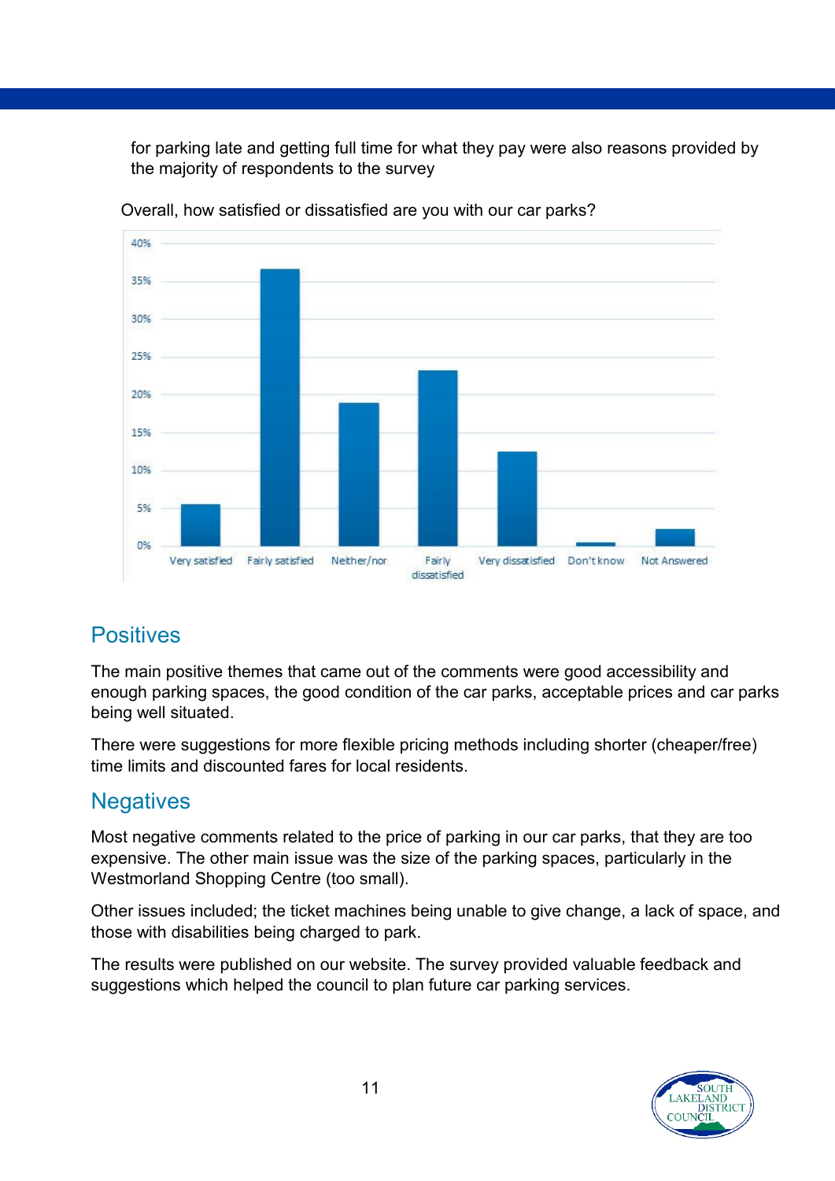for parking late and getting full time for what they pay were also reasons provided by the majority of respondents to the survey

Overall, how satisfied or dissatisfied are you with our car parks?

## Positives

The main positive themes that came out of the comments were good accessibility and enough parking spaces, the good condition of the car parks, acceptable prices and car parks being well situated.

There were suggestions for more flexible pricing methods including shorter (cheaper/free) time limits and discounted fares for local residents.

## Negatives

Most negative comments related to the price of parking in our car parks, that they are too expensive. The other main issue was the size of the parking spaces, particularly in the Westmorland Shopping Centre (too small).

Other issues included; the ticket machines being unable to give change, a lack of space, and those with disabilities being charged to park.

The results were published on our website. The survey provided valuable feedback and suggestions which helped the council to plan future car parking services.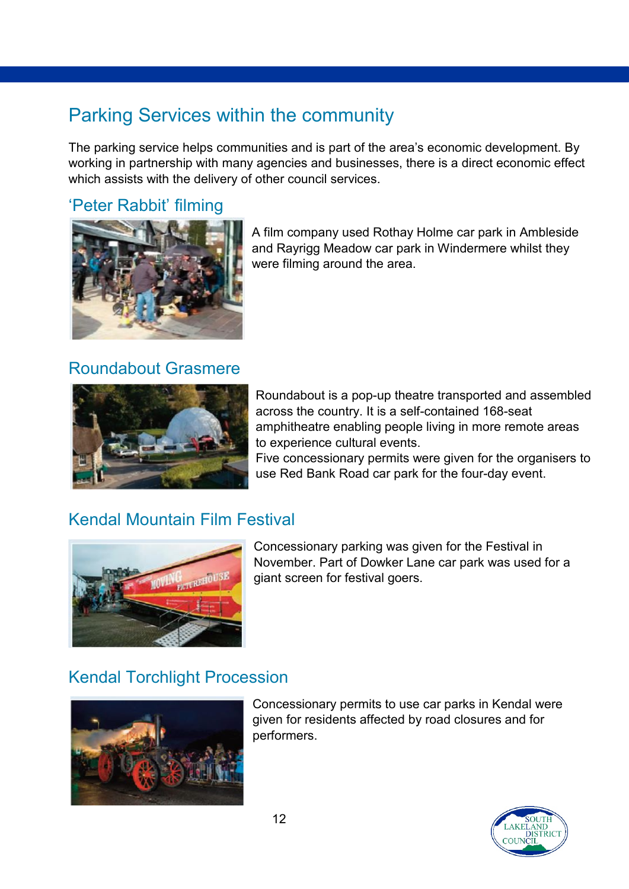# Parking Services within the community

The parking service helps communities and is part of the area's economic development. By working in partnership with many agencies and businesses, there is a direct economic effect which assists with the delivery of other council services.

## 'Peter Rabbit' filming

A film company used Rothay Holme car park in Ambleside and Rayrigg Meadow car park in Windermere whilst they were filming around the area.

## Roundabout Grasmere

Roundabout is a pop-up theatre transported and assembled across the country. It is a self-contained 168-seat amphitheatre enabling people living in more remote areas to experience cultural events.
Five concessionary permits were given for the organisers to use Red Bank Road car park for the four-day event.

## Kendal Mountain Film Festival

Concessionary parking was given for the Festival in November. Part of Dowker Lane car park was used for a giant screen for festival goers.

## Kendal Torchlight Procession

Concessionary permits to use car parks in Kendal were given for residents affected by road closures and for performers.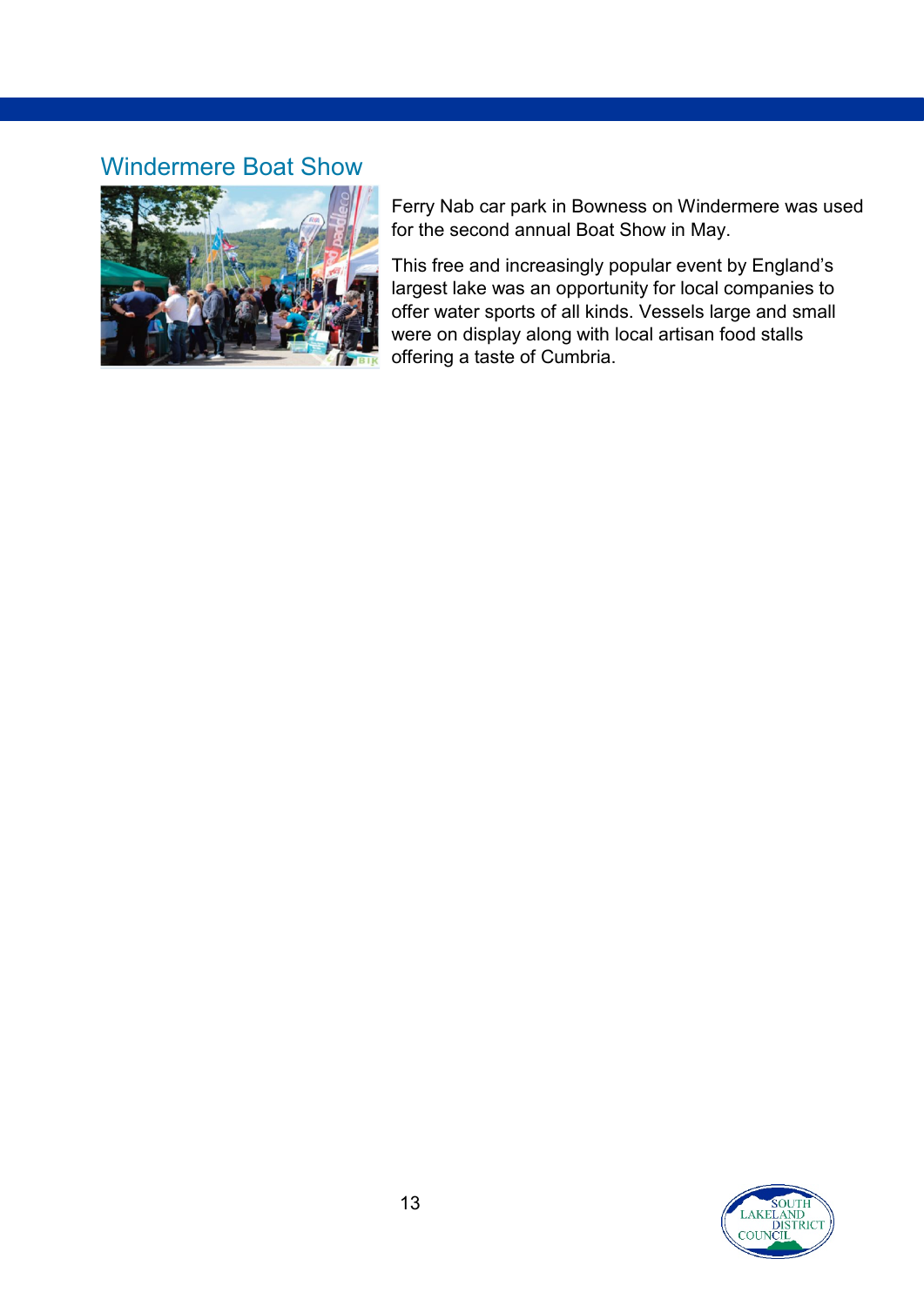## Windermere Boat Show

Ferry Nab car park in Bowness on Windermere was used for the second annual Boat Show in May.

This free and increasingly popular event by England's largest lake was an opportunity for local companies to offer water sports of all kinds. Vessels large and small were on display along with local artisan food stalls offering a taste of Cumbria.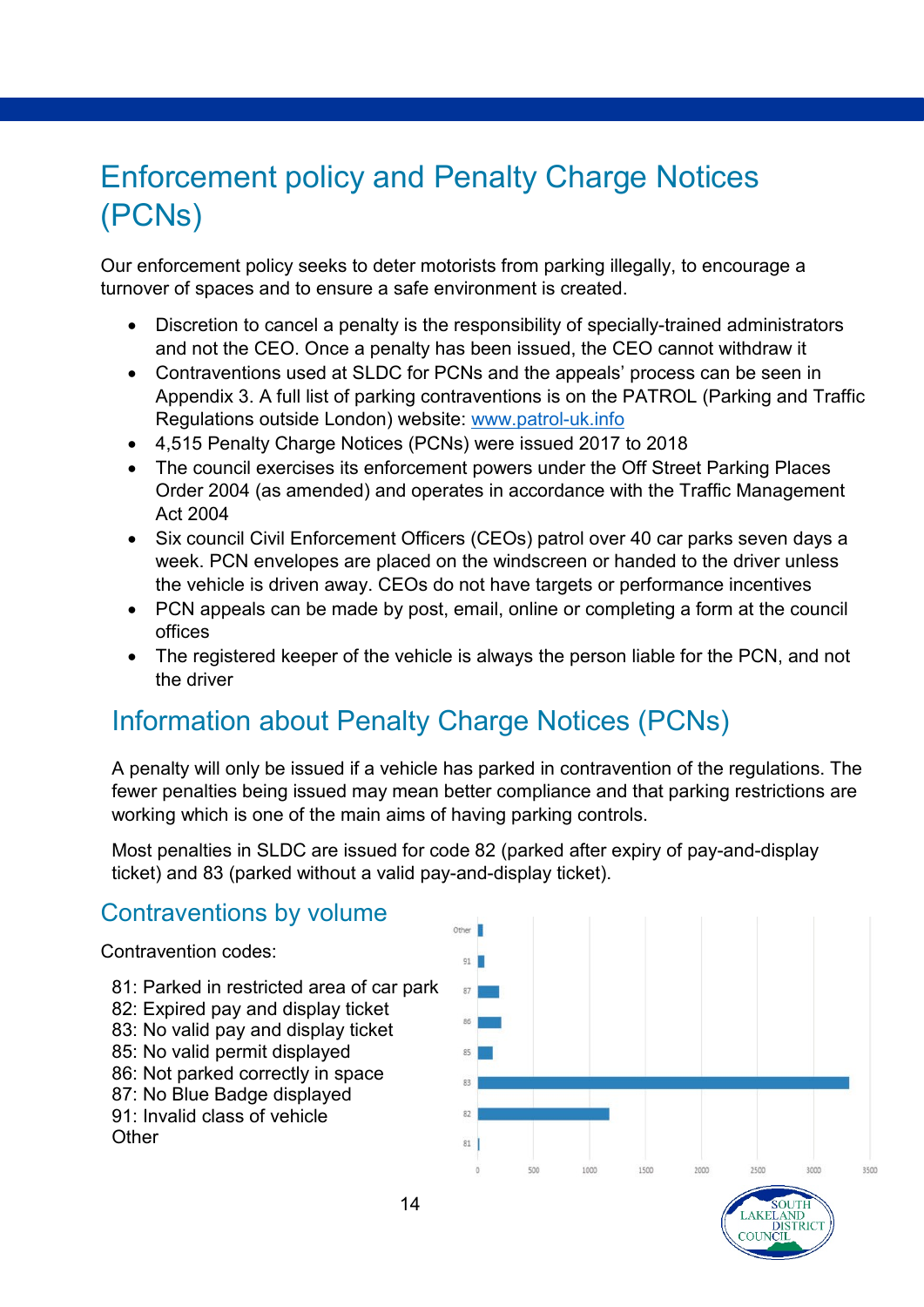# Enforcement policy and Penalty Charge Notices (PCNs)

Our enforcement policy seeks to deter motorists from parking illegally, to encourage a turnover of spaces and to ensure a safe environment is created.

- Discretion to cancel a penalty is the responsibility of specially-trained administrators and not the CEO. Once a penalty has been issued, the CEO cannot withdraw it
- Contraventions used at SLDC for PCNs and the appeals' process can be seen in Appendix 3. A full list of parking contraventions is on the PATROL (Parking and Traffic Regulations outside London) website: [www.patrol-uk.info](www.patrol-uk.info)
- 4,515 Penalty Charge Notices (PCNs) were issued 2017 to 2018
- The council exercises its enforcement powers under the Off Street Parking Places Order 2004 (as amended) and operates in accordance with the Traffic Management Act 2004
- Six council Civil Enforcement Officers (CEOs) patrol over 40 car parks seven days a week. PCN envelopes are placed on the windscreen or handed to the driver unless the vehicle is driven away. CEOs do not have targets or performance incentives
- PCN appeals can be made by post, email, online or completing a form at the council offices
- The registered keeper of the vehicle is always the person liable for the PCN, and not the driver

## Information about Penalty Charge Notices (PCNs)

A penalty will only be issued if a vehicle has parked in contravention of the regulations. The fewer penalties being issued may mean better compliance and that parking restrictions are working which is one of the main aims of having parking controls.

Most penalties in SLDC are issued for code 82 (parked after expiry of pay-and-display ticket) and 83 (parked without a valid pay-and-display ticket).

## Contraventions by volume

Contravention codes:

81: Parked in restricted area of car park
82: Expired pay and display ticket
83: No valid pay and display ticket
85: No valid permit displayed
86: Not parked correctly in space
87: No Blue Badge displayed
91: Invalid class of vehicle
Other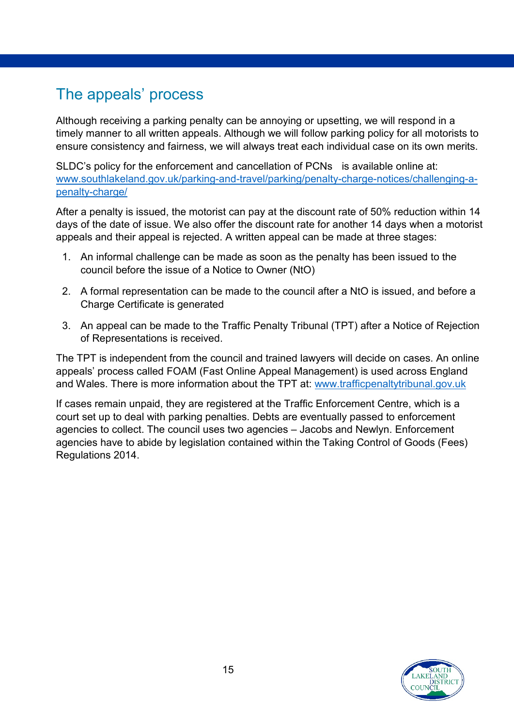## The appeals' process

Although receiving a parking penalty can be annoying or upsetting, we will respond in a timely manner to all written appeals. Although we will follow parking policy for all motorists to ensure consistency and fairness, we will always treat each individual case on its own merits.

SLDC's policy for the enforcement and cancellation of PCNs is available online at: [www.southlakeland.gov.uk/parking-and-travel/parking/penalty-charge-notices/challenging-a-penalty-charge/](www.southlakeland.gov.uk/parking-and-travel/parking/penalty-charge-notices/challenging-a-penalty-charge/)

After a penalty is issued, the motorist can pay at the discount rate of 50% reduction within 14 days of the date of issue. We also offer the discount rate for another 14 days when a motorist appeals and their appeal is rejected. A written appeal can be made at three stages:

1. An informal challenge can be made as soon as the penalty has been issued to the council before the issue of a Notice to Owner (NtO)
2. A formal representation can be made to the council after a NtO is issued, and before a Charge Certificate is generated
3. An appeal can be made to the Traffic Penalty Tribunal (TPT) after a Notice of Rejection of Representations is received.

The TPT is independent from the council and trained lawyers will decide on cases. An online appeals' process called FOAM (Fast Online Appeal Management) is used across England and Wales. There is more information about the TPT at: [www.trafficpenaltytribunal.gov.uk](www.trafficpenaltytribunal.gov.uk)

If cases remain unpaid, they are registered at the Traffic Enforcement Centre, which is a court set up to deal with parking penalties. Debts are eventually passed to enforcement agencies to collect. The council uses two agencies – Jacobs and Newlyn. Enforcement agencies have to abide by legislation contained within the Taking Control of Goods (Fees) Regulations 2014.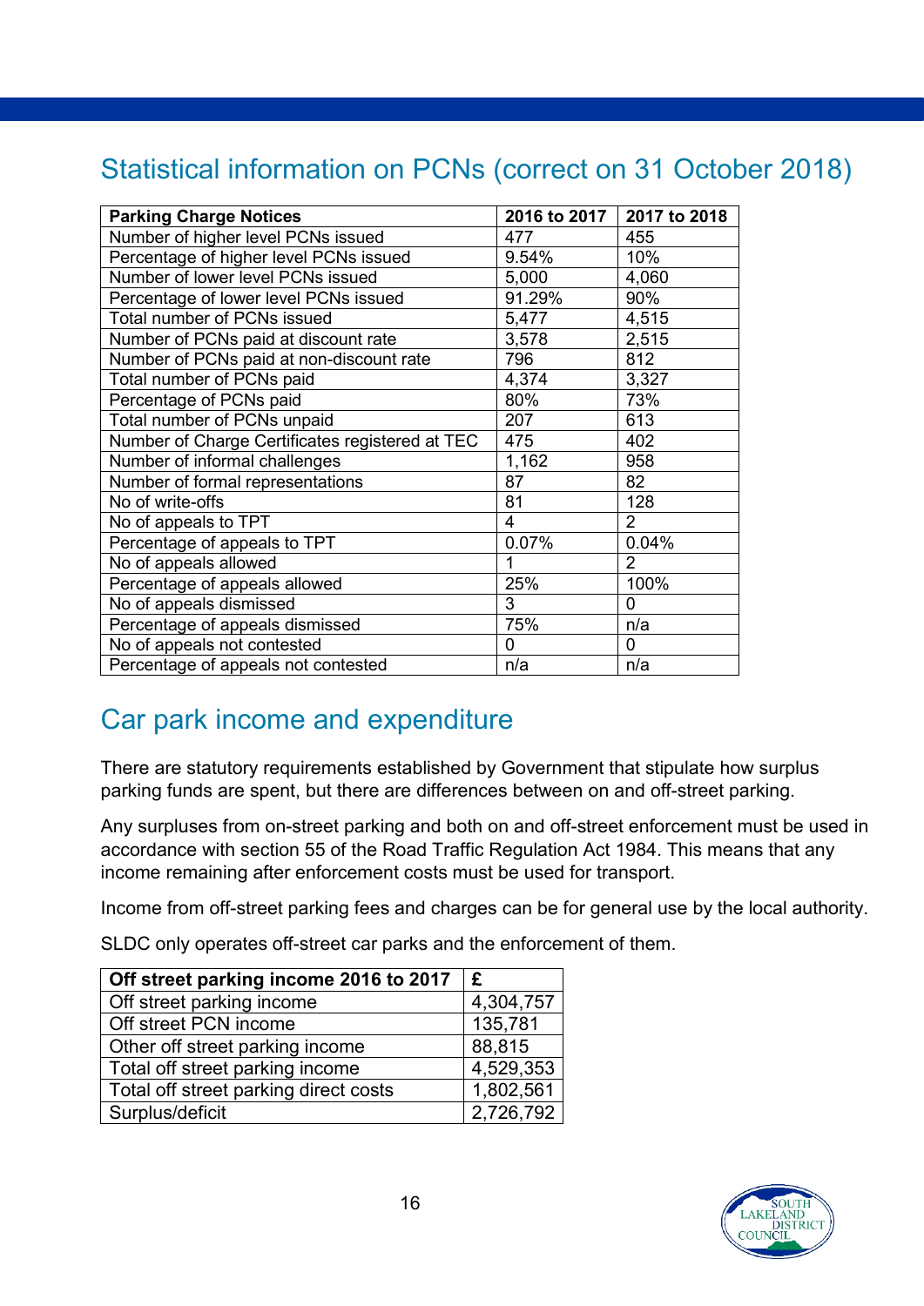## Statistical information on PCNs (correct on 31 October 2018)

| Parking Charge Notices | 2016 to 2017 | 2017 to 2018 |
|---|---|---|
| Number of higher level PCNs issued | 477 | 455 |
| Percentage of higher level PCNs issued | 9.54% | 10% |
| Number of lower level PCNs issued | 5,000 | 4,060 |
| Percentage of lower level PCNs issued | 91.29% | 90% |
| Total number of PCNs issued | 5,477 | 4,515 |
| Number of PCNs paid at discount rate | 3,578 | 2,515 |
| Number of PCNs paid at non-discount rate | 796 | 812 |
| Total number of PCNs paid | 4,374 | 3,327 |
| Percentage of PCNs paid | 80% | 73% |
| Total number of PCNs unpaid | 207 | 613 |
| Number of Charge Certificates registered at TEC | 475 | 402 |
| Number of informal challenges | 1,162 | 958 |
| Number of formal representations | 87 | 82 |
| No of write-offs | 81 | 128 |
| No of appeals to TPT | 4 | 2 |
| Percentage of appeals to TPT | 0.07% | 0.04% |
| No of appeals allowed | 1 | 2 |
| Percentage of appeals allowed | 25% | 100% |
| No of appeals dismissed | 3 | 0 |
| Percentage of appeals dismissed | 75% | n/a |
| No of appeals not contested | 0 | 0 |
| Percentage of appeals not contested | n/a | n/a |

## Car park income and expenditure

There are statutory requirements established by Government that stipulate how surplus parking funds are spent, but there are differences between on and off-street parking.

Any surpluses from on-street parking and both on and off-street enforcement must be used in accordance with section 55 of the Road Traffic Regulation Act 1984. This means that any income remaining after enforcement costs must be used for transport.

Income from off-street parking fees and charges can be for general use by the local authority.

SLDC only operates off-street car parks and the enforcement of them.

| Off street parking income 2016 to 2017 | £ |
|---|---|
| Off street parking income | 4,304,757 |
| Off street PCN income | 135,781 |
| Other off street parking income | 88,815 |
| Total off street parking income | 4,529,353 |
| Total off street parking direct costs | 1,802,561 |
| Surplus/deficit | 2,726,792 |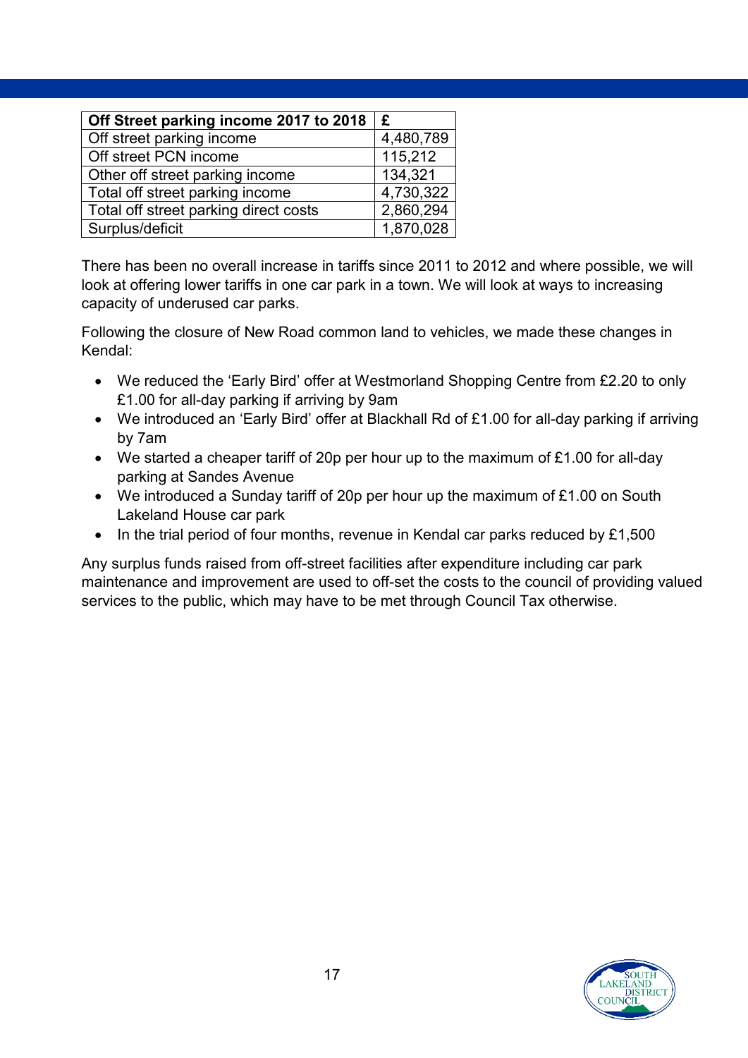| Off Street parking income 2017 to 2018 | £ |
| --- | --- |
| Off street parking income | 4,480,789 |
| Off street PCN income | 115,212 |
| Other off street parking income | 134,321 |
| Total off street parking income | 4,730,322 |
| Total off street parking direct costs | 2,860,294 |
| Surplus/deficit | 1,870,028 |

There has been no overall increase in tariffs since 2011 to 2012 and where possible, we will look at offering lower tariffs in one car park in a town. We will look at ways to increasing capacity of underused car parks.

Following the closure of New Road common land to vehicles, we made these changes in Kendal:

- We reduced the 'Early Bird' offer at Westmorland Shopping Centre from £2.20 to only £1.00 for all-day parking if arriving by 9am
- We introduced an 'Early Bird' offer at Blackhall Rd of £1.00 for all-day parking if arriving by 7am
- We started a cheaper tariff of 20p per hour up to the maximum of £1.00 for all-day parking at Sandes Avenue
- We introduced a Sunday tariff of 20p per hour up the maximum of £1.00 on South Lakeland House car park
- In the trial period of four months, revenue in Kendal car parks reduced by £1,500

Any surplus funds raised from off-street facilities after expenditure including car park maintenance and improvement are used to off-set the costs to the council of providing valued services to the public, which may have to be met through Council Tax otherwise.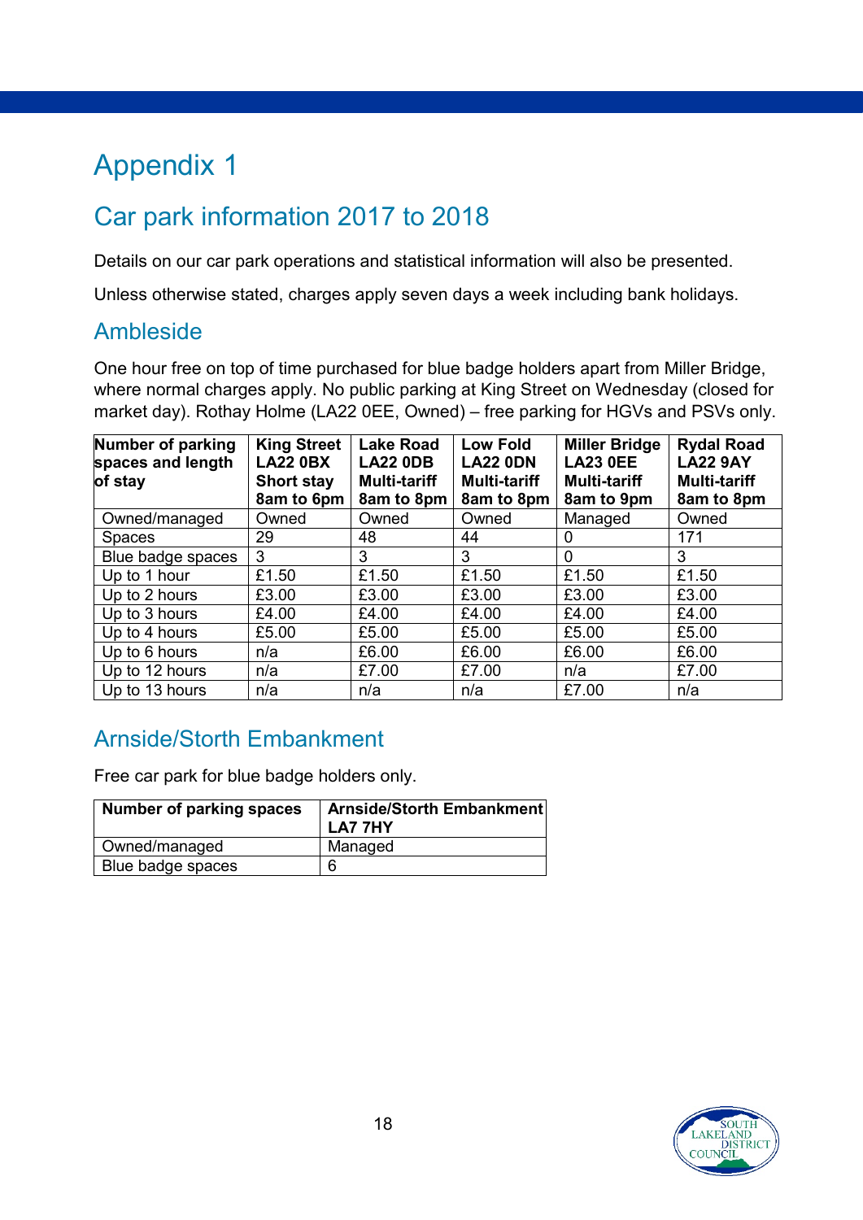# Appendix 1

## Car park information 2017 to 2018

Details on our car park operations and statistical information will also be presented.

Unless otherwise stated, charges apply seven days a week including bank holidays.

### Ambleside

One hour free on top of time purchased for blue badge holders apart from Miller Bridge, where normal charges apply. No public parking at King Street on Wednesday (closed for market day). Rothay Holme (LA22 0EE, Owned) – free parking for HGVs and PSVs only.

| Number of parking spaces and length of stay | King Street LA22 0BX Short stay 8am to 6pm | Lake Road LA22 0DB Multi-tariff 8am to 8pm | Low Fold LA22 0DN Multi-tariff 8am to 8pm | Miller Bridge LA23 0EE Multi-tariff 8am to 9pm | Rydal Road LA22 9AY Multi-tariff 8am to 8pm |
|---|---|---|---|---|---|
| Owned/managed | Owned | Owned | Owned | Managed | Owned |
| Spaces | 29 | 48 | 44 | 0 | 171 |
| Blue badge spaces | 3 | 3 | 3 | 0 | 3 |
| Up to 1 hour | £1.50 | £1.50 | £1.50 | £1.50 | £1.50 |
| Up to 2 hours | £3.00 | £3.00 | £3.00 | £3.00 | £3.00 |
| Up to 3 hours | £4.00 | £4.00 | £4.00 | £4.00 | £4.00 |
| Up to 4 hours | £5.00 | £5.00 | £5.00 | £5.00 | £5.00 |
| Up to 6 hours | n/a | £6.00 | £6.00 | £6.00 | £6.00 |
| Up to 12 hours | n/a | £7.00 | £7.00 | n/a | £7.00 |
| Up to 13 hours | n/a | n/a | n/a | £7.00 | n/a |

### Arnside/Storth Embankment

Free car park for blue badge holders only.

| Number of parking spaces | Arnside/Storth Embankment LA7 7HY |
|---|---|
| Owned/managed | Managed |
| Blue badge spaces | 6 |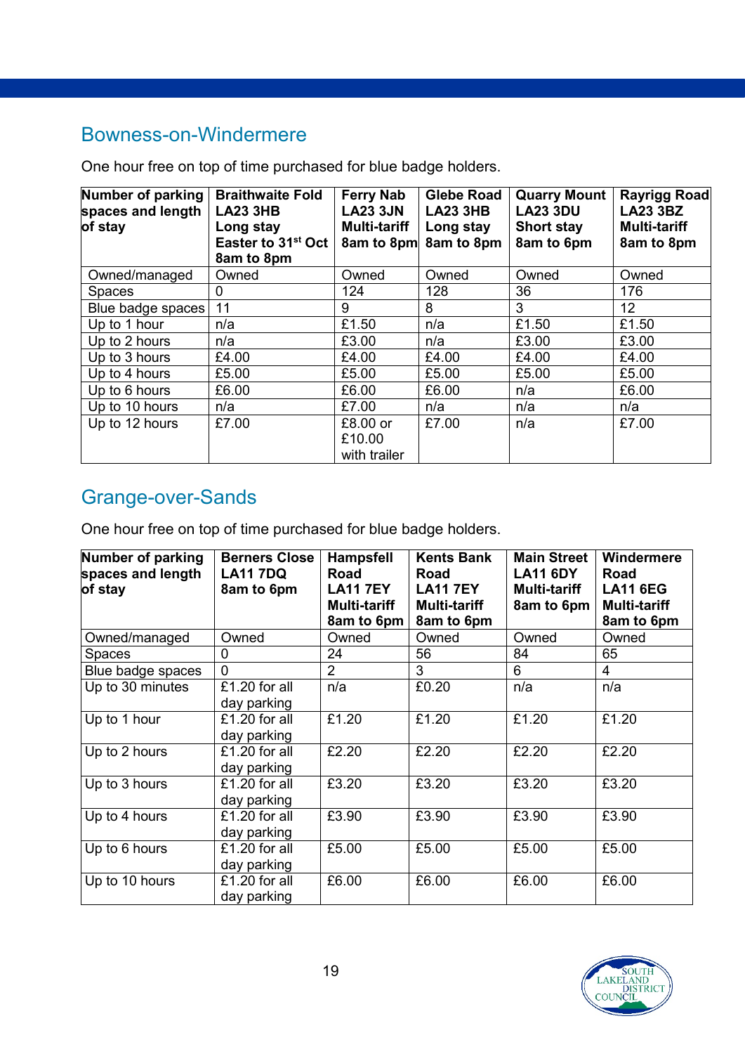## Bowness-on-Windermere

One hour free on top of time purchased for blue badge holders.

| Number of parking spaces and length of stay | Braithwaite Fold LA23 3HB Long stay Easter to 31st Oct 8am to 8pm | Ferry Nab LA23 3JN Multi-tariff 8am to 8pm | Glebe Road LA23 3HB Long stay 8am to 8pm | Quarry Mount LA23 3DU Short stay 8am to 6pm | Rayrigg Road LA23 3BZ Multi-tariff 8am to 8pm |
|---|---|---|---|---|---|
| Owned/managed | Owned | Owned | Owned | Owned | Owned |
| Spaces | 0 | 124 | 128 | 36 | 176 |
| Blue badge spaces | 11 | 9 | 8 | 3 | 12 |
| Up to 1 hour | n/a | £1.50 | n/a | £1.50 | £1.50 |
| Up to 2 hours | n/a | £3.00 | n/a | £3.00 | £3.00 |
| Up to 3 hours | £4.00 | £4.00 | £4.00 | £4.00 | £4.00 |
| Up to 4 hours | £5.00 | £5.00 | £5.00 | £5.00 | £5.00 |
| Up to 6 hours | £6.00 | £6.00 | £6.00 | n/a | £6.00 |
| Up to 10 hours | n/a | £7.00 | n/a | n/a | n/a |
| Up to 12 hours | £7.00 | £8.00 or £10.00 with trailer | £7.00 | n/a | £7.00 |

## Grange-over-Sands

One hour free on top of time purchased for blue badge holders.

| Number of parking spaces and length of stay | Berners Close LA11 7DQ 8am to 6pm | Hampsfell Road LA11 7EY Multi-tariff 8am to 6pm | Kents Bank Road LA11 7EY Multi-tariff 8am to 6pm | Main Street LA11 6DY Multi-tariff 8am to 6pm | Windermere Road LA11 6EG Multi-tariff 8am to 6pm |
|---|---|---|---|---|---|
| Owned/managed | Owned | Owned | Owned | Owned | Owned |
| Spaces | 0 | 24 | 56 | 84 | 65 |
| Blue badge spaces | 0 | 2 | 3 | 6 | 4 |
| Up to 30 minutes | £1.20 for all day parking | n/a | £0.20 | n/a | n/a |
| Up to 1 hour | £1.20 for all day parking | £1.20 | £1.20 | £1.20 | £1.20 |
| Up to 2 hours | £1.20 for all day parking | £2.20 | £2.20 | £2.20 | £2.20 |
| Up to 3 hours | £1.20 for all day parking | £3.20 | £3.20 | £3.20 | £3.20 |
| Up to 4 hours | £1.20 for all day parking | £3.90 | £3.90 | £3.90 | £3.90 |
| Up to 6 hours | £1.20 for all day parking | £5.00 | £5.00 | £5.00 | £5.00 |
| Up to 10 hours | £1.20 for all day parking | £6.00 | £6.00 | £6.00 | £6.00 |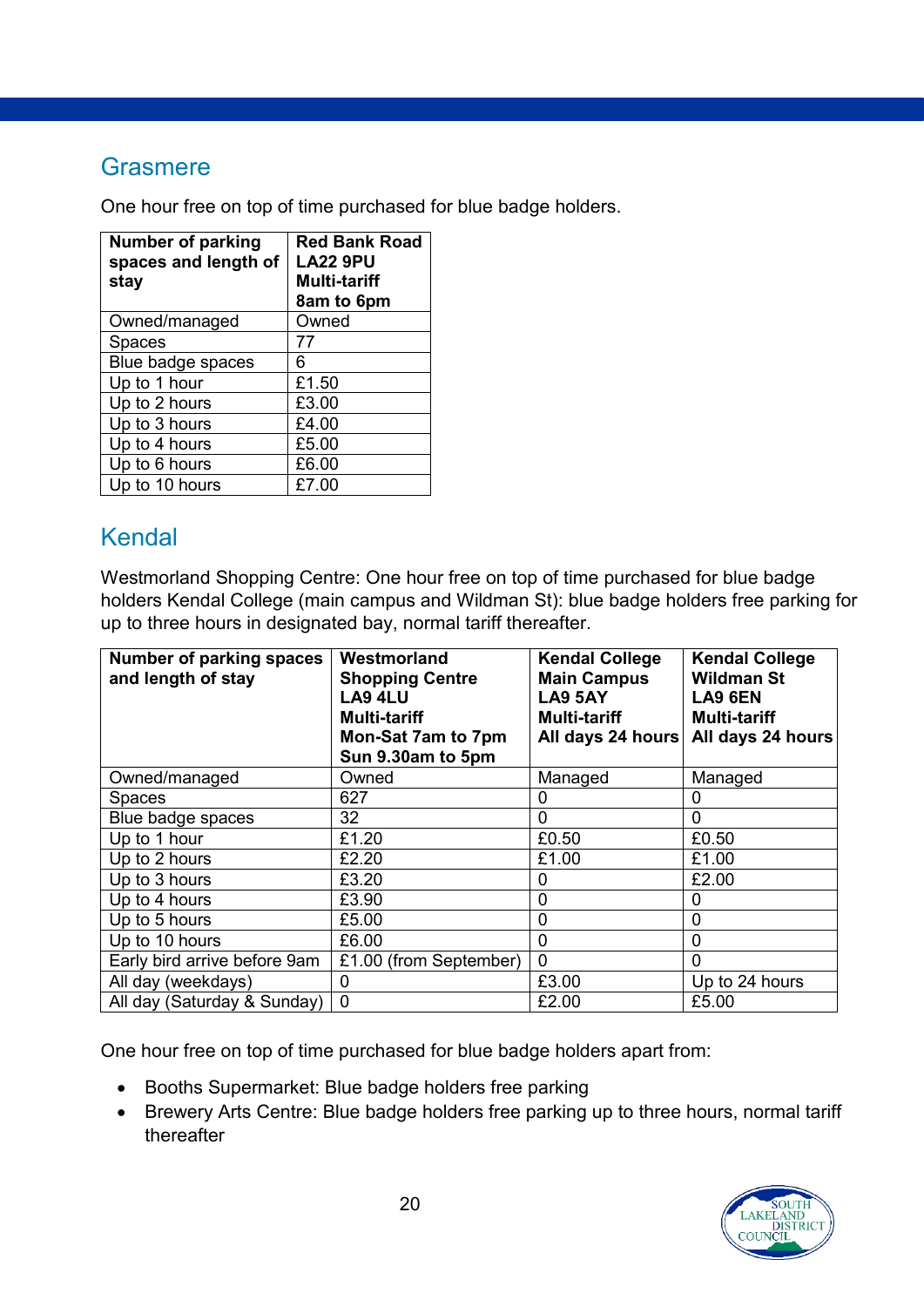## Grasmere

One hour free on top of time purchased for blue badge holders.

| Number of parking spaces and length of stay | Red Bank Road LA22 9PU Multi-tariff 8am to 6pm |
|---|---|
| Owned/managed | Owned |
| Spaces | 77 |
| Blue badge spaces | 6 |
| Up to 1 hour | £1.50 |
| Up to 2 hours | £3.00 |
| Up to 3 hours | £4.00 |
| Up to 4 hours | £5.00 |
| Up to 6 hours | £6.00 |
| Up to 10 hours | £7.00 |

## Kendal

Westmorland Shopping Centre: One hour free on top of time purchased for blue badge holders Kendal College (main campus and Wildman St): blue badge holders free parking for up to three hours in designated bay, normal tariff thereafter.

| Number of parking spaces and length of stay | Westmorland Shopping Centre LA9 4LU Multi-tariff Mon-Sat 7am to 7pm Sun 9.30am to 5pm | Kendal College Main Campus LA9 5AY Multi-tariff All days 24 hours | Kendal College Wildman St LA9 6EN Multi-tariff All days 24 hours |
|---|---|---|---|
| Owned/managed | Owned | Managed | Managed |
| Spaces | 627 | 0 | 0 |
| Blue badge spaces | 32 | 0 | 0 |
| Up to 1 hour | £1.20 | £0.50 | £0.50 |
| Up to 2 hours | £2.20 | £1.00 | £1.00 |
| Up to 3 hours | £3.20 | 0 | £2.00 |
| Up to 4 hours | £3.90 | 0 | 0 |
| Up to 5 hours | £5.00 | 0 | 0 |
| Up to 10 hours | £6.00 | 0 | 0 |
| Early bird arrive before 9am | £1.00 (from September) | 0 | 0 |
| All day (weekdays) | 0 | £3.00 | Up to 24 hours |
| All day (Saturday & Sunday) | 0 | £2.00 | £5.00 |

One hour free on top of time purchased for blue badge holders apart from:

- Booths Supermarket: Blue badge holders free parking
- Brewery Arts Centre: Blue badge holders free parking up to three hours, normal tariff thereafter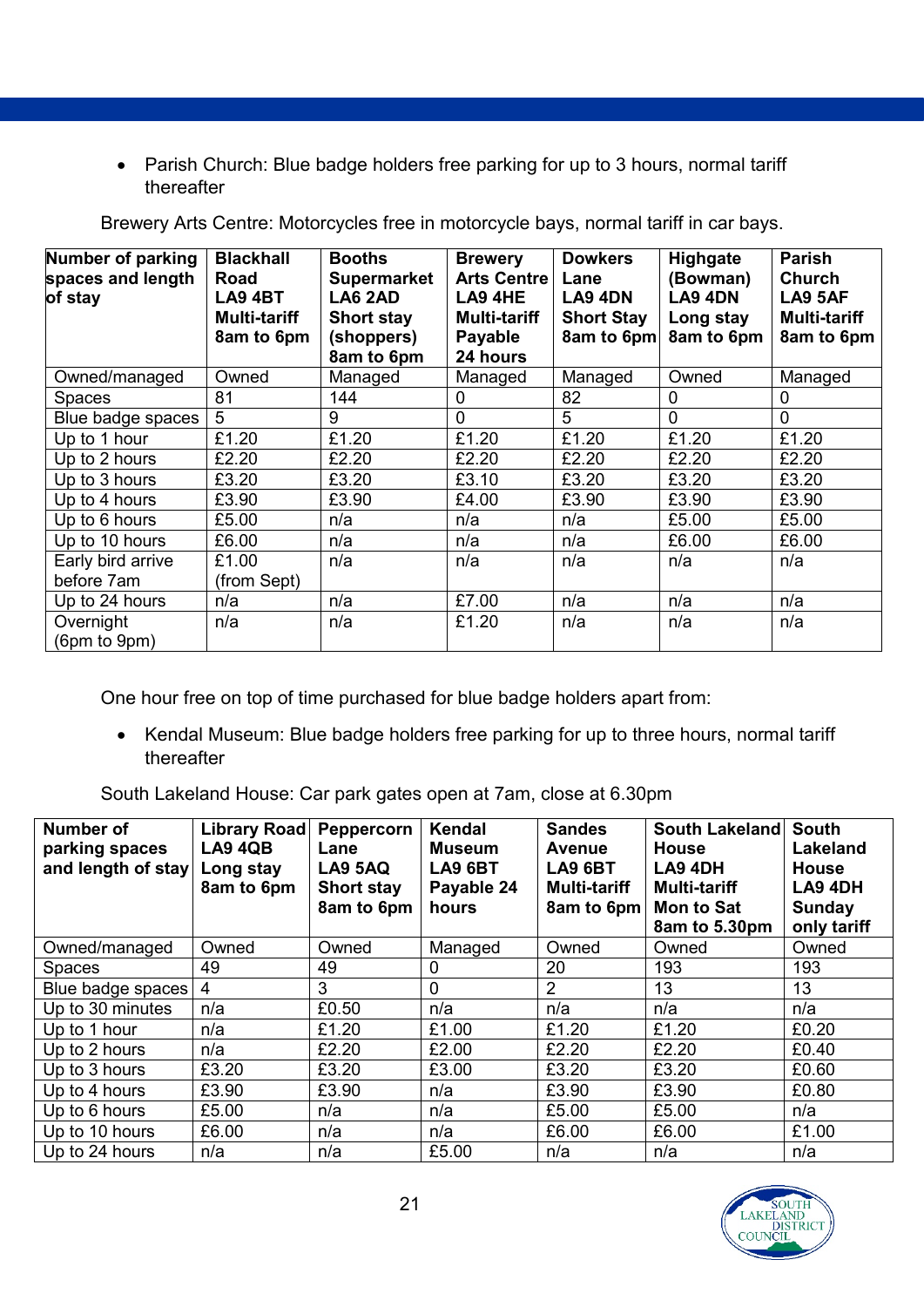- Parish Church: Blue badge holders free parking for up to 3 hours, normal tariff thereafter

Brewery Arts Centre: Motorcycles free in motorcycle bays, normal tariff in car bays.

| Number of parking spaces and length of stay | Blackhall Road LA9 4BT Multi-tariff 8am to 6pm | Booths Supermarket LA6 2AD Short stay (shoppers) 8am to 6pm | Brewery Arts Centre LA9 4HE Multi-tariff Payable 24 hours | Dowkers Lane LA9 4DN Short Stay 8am to 6pm | Highgate (Bowman) LA9 4DN Long stay 8am to 6pm | Parish Church LA9 5AF Multi-tariff 8am to 6pm |
|---|---|---|---|---|---|---|
| Owned/managed | Owned | Managed | Managed | Managed | Owned | Managed |
| Spaces | 81 | 144 | 0 | 82 | 0 | 0 |
| Blue badge spaces | 5 | 9 | 0 | 5 | 0 | 0 |
| Up to 1 hour | £1.20 | £1.20 | £1.20 | £1.20 | £1.20 | £1.20 |
| Up to 2 hours | £2.20 | £2.20 | £2.20 | £2.20 | £2.20 | £2.20 |
| Up to 3 hours | £3.20 | £3.20 | £3.10 | £3.20 | £3.20 | £3.20 |
| Up to 4 hours | £3.90 | £3.90 | £4.00 | £3.90 | £3.90 | £3.90 |
| Up to 6 hours | £5.00 | n/a | n/a | n/a | £5.00 | £5.00 |
| Up to 10 hours | £6.00 | n/a | n/a | n/a | £6.00 | £6.00 |
| Early bird arrive before 7am | £1.00 (from Sept) | n/a | n/a | n/a | n/a | n/a |
| Up to 24 hours | n/a | n/a | £7.00 | n/a | n/a | n/a |
| Overnight (6pm to 9pm) | n/a | n/a | £1.20 | n/a | n/a | n/a |

One hour free on top of time purchased for blue badge holders apart from:

- Kendal Museum: Blue badge holders free parking for up to three hours, normal tariff thereafter

South Lakeland House: Car park gates open at 7am, close at 6.30pm

| Number of parking spaces and length of stay | Library Road LA9 4QB Long stay 8am to 6pm | Peppercorn Lane LA9 5AQ Short stay 8am to 6pm | Kendal Museum LA9 6BT Payable 24 hours | Sandes Avenue LA9 6BT Multi-tariff 8am to 6pm | South Lakeland House LA9 4DH Multi-tariff Mon to Sat 8am to 5.30pm | South Lakeland House LA9 4DH Sunday only tariff |
|---|---|---|---|---|---|---|
| Owned/managed | Owned | Owned | Managed | Owned | Owned | Owned |
| Spaces | 49 | 49 | 0 | 20 | 193 | 193 |
| Blue badge spaces | 4 | 3 | 0 | 2 | 13 | 13 |
| Up to 30 minutes | n/a | £0.50 | n/a | n/a | n/a | n/a |
| Up to 1 hour | n/a | £1.20 | £1.00 | £1.20 | £1.20 | £0.20 |
| Up to 2 hours | n/a | £2.20 | £2.00 | £2.20 | £2.20 | £0.40 |
| Up to 3 hours | £3.20 | £3.20 | £3.00 | £3.20 | £3.20 | £0.60 |
| Up to 4 hours | £3.90 | £3.90 | n/a | £3.90 | £3.90 | £0.80 |
| Up to 6 hours | £5.00 | n/a | n/a | £5.00 | £5.00 | n/a |
| Up to 10 hours | £6.00 | n/a | n/a | £6.00 | £6.00 | £1.00 |
| Up to 24 hours | n/a | n/a | £5.00 | n/a | n/a | n/a |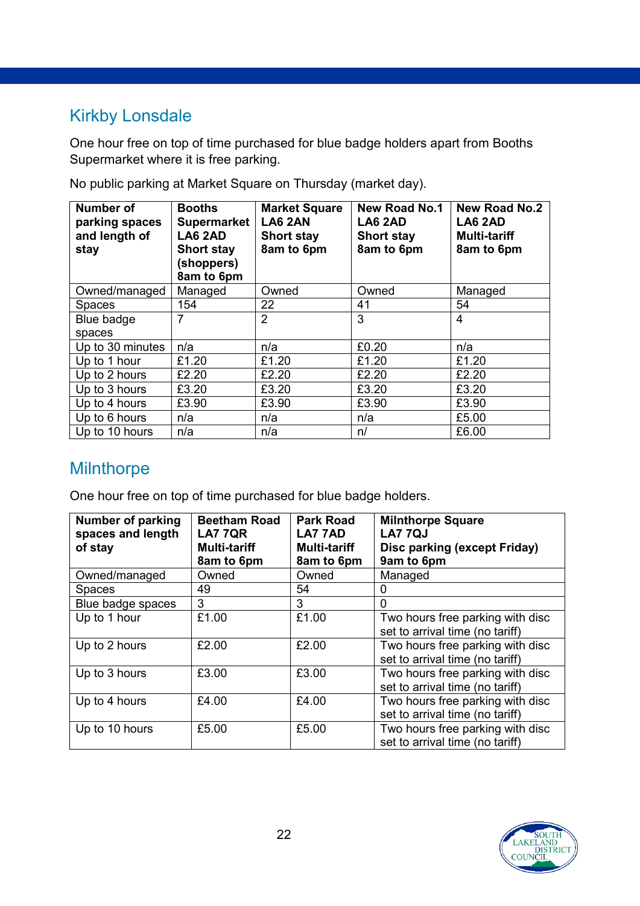## Kirkby Lonsdale

One hour free on top of time purchased for blue badge holders apart from Booths Supermarket where it is free parking.

No public parking at Market Square on Thursday (market day).

| Number of parking spaces and length of stay | Booths Supermarket LA6 2AD Short stay (shoppers) 8am to 6pm | Market Square LA6 2AN Short stay 8am to 6pm | New Road No.1 LA6 2AD Short stay 8am to 6pm | New Road No.2 LA6 2AD Multi-tariff 8am to 6pm |
|---|---|---|---|---|
| Owned/managed | Managed | Owned | Owned | Managed |
| Spaces | 154 | 22 | 41 | 54 |
| Blue badge spaces | 7 | 2 | 3 | 4 |
| Up to 30 minutes | n/a | n/a | £0.20 | n/a |
| Up to 1 hour | £1.20 | £1.20 | £1.20 | £1.20 |
| Up to 2 hours | £2.20 | £2.20 | £2.20 | £2.20 |
| Up to 3 hours | £3.20 | £3.20 | £3.20 | £3.20 |
| Up to 4 hours | £3.90 | £3.90 | £3.90 | £3.90 |
| Up to 6 hours | n/a | n/a | n/a | £5.00 |
| Up to 10 hours | n/a | n/a | n/ | £6.00 |

## Milnthorpe

One hour free on top of time purchased for blue badge holders.

| Number of parking spaces and length of stay | Beetham Road LA7 7QR Multi-tariff 8am to 6pm | Park Road LA7 7AD Multi-tariff 8am to 6pm | Milnthorpe Square LA7 7QJ Disc parking (except Friday) 9am to 6pm |
|---|---|---|---|
| Owned/managed | Owned | Owned | Managed |
| Spaces | 49 | 54 | 0 |
| Blue badge spaces | 3 | 3 | 0 |
| Up to 1 hour | £1.00 | £1.00 | Two hours free parking with disc set to arrival time (no tariff) |
| Up to 2 hours | £2.00 | £2.00 | Two hours free parking with disc set to arrival time (no tariff) |
| Up to 3 hours | £3.00 | £3.00 | Two hours free parking with disc set to arrival time (no tariff) |
| Up to 4 hours | £4.00 | £4.00 | Two hours free parking with disc set to arrival time (no tariff) |
| Up to 10 hours | £5.00 | £5.00 | Two hours free parking with disc set to arrival time (no tariff) |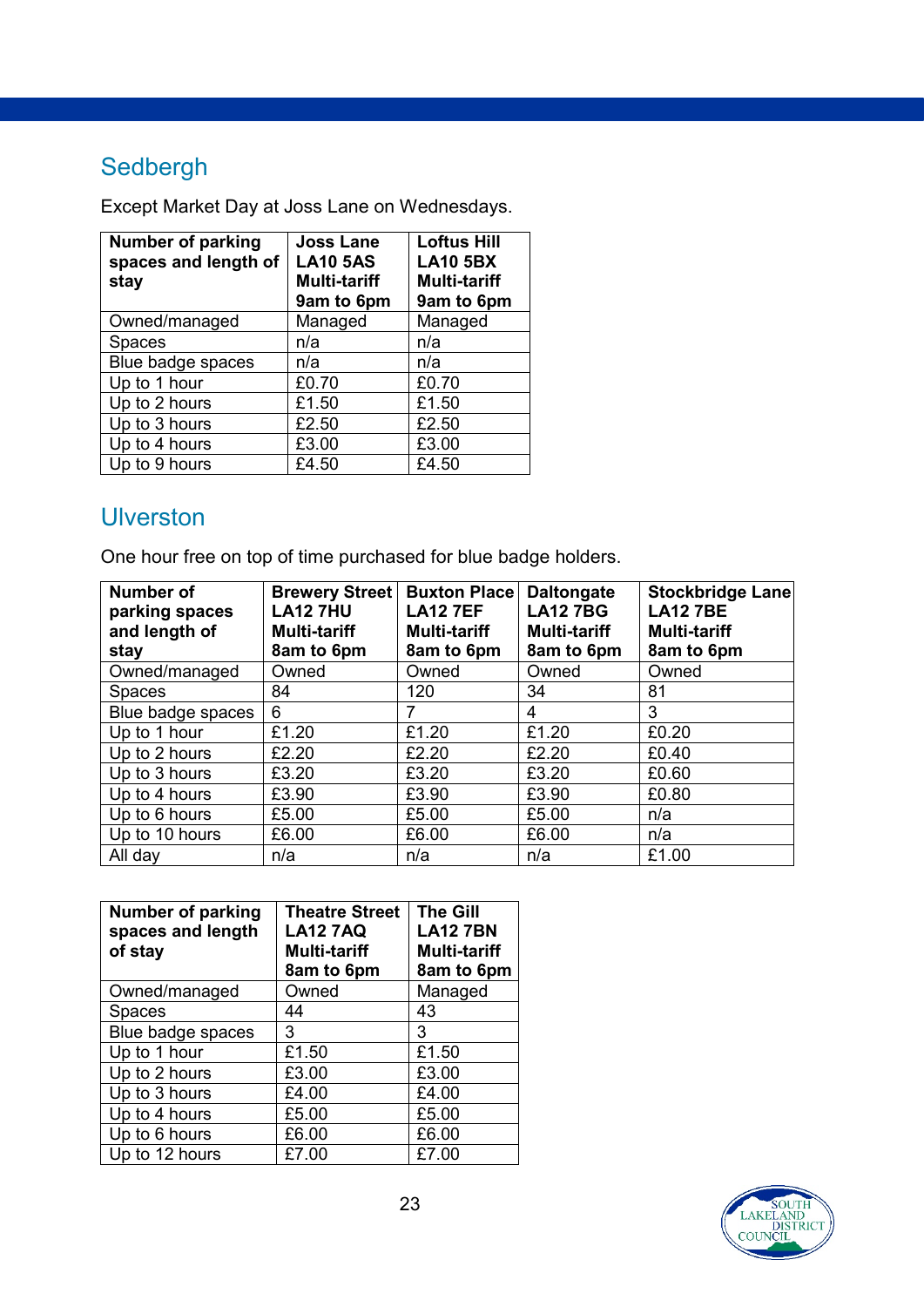## Sedbergh

Except Market Day at Joss Lane on Wednesdays.

| Number of parking spaces and length of stay | Joss Lane LA10 5AS Multi-tariff 9am to 6pm | Loftus Hill LA10 5BX Multi-tariff 9am to 6pm |
|---|---|---|
| Owned/managed | Managed | Managed |
| Spaces | n/a | n/a |
| Blue badge spaces | n/a | n/a |
| Up to 1 hour | £0.70 | £0.70 |
| Up to 2 hours | £1.50 | £1.50 |
| Up to 3 hours | £2.50 | £2.50 |
| Up to 4 hours | £3.00 | £3.00 |
| Up to 9 hours | £4.50 | £4.50 |

## Ulverston

One hour free on top of time purchased for blue badge holders.

| Number of parking spaces and length of stay | Brewery Street LA12 7HU Multi-tariff 8am to 6pm | Buxton Place LA12 7EF Multi-tariff 8am to 6pm | Daltongate LA12 7BG Multi-tariff 8am to 6pm | Stockbridge Lane LA12 7BE Multi-tariff 8am to 6pm |
|---|---|---|---|---|
| Owned/managed | Owned | Owned | Owned | Owned |
| Spaces | 84 | 120 | 34 | 81 |
| Blue badge spaces | 6 | 7 | 4 | 3 |
| Up to 1 hour | £1.20 | £1.20 | £1.20 | £0.20 |
| Up to 2 hours | £2.20 | £2.20 | £2.20 | £0.40 |
| Up to 3 hours | £3.20 | £3.20 | £3.20 | £0.60 |
| Up to 4 hours | £3.90 | £3.90 | £3.90 | £0.80 |
| Up to 6 hours | £5.00 | £5.00 | £5.00 | n/a |
| Up to 10 hours | £6.00 | £6.00 | £6.00 | n/a |
| All day | n/a | n/a | n/a | £1.00 |

| Number of parking spaces and length of stay | Theatre Street LA12 7AQ Multi-tariff 8am to 6pm | The Gill LA12 7BN Multi-tariff 8am to 6pm |
|---|---|---|
| Owned/managed | Owned | Managed |
| Spaces | 44 | 43 |
| Blue badge spaces | 3 | 3 |
| Up to 1 hour | £1.50 | £1.50 |
| Up to 2 hours | £3.00 | £3.00 |
| Up to 3 hours | £4.00 | £4.00 |
| Up to 4 hours | £5.00 | £5.00 |
| Up to 6 hours | £6.00 | £6.00 |
| Up to 12 hours | £7.00 | £7.00 |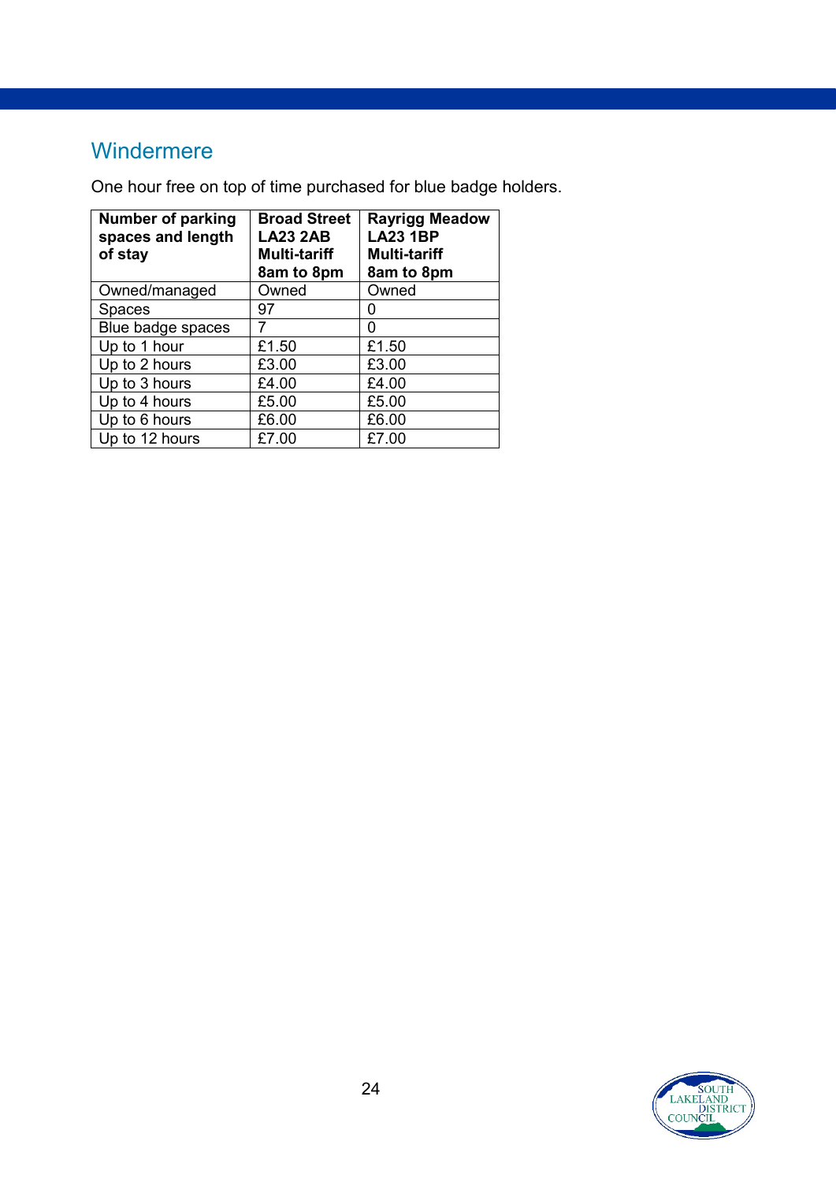## Windermere

One hour free on top of time purchased for blue badge holders.

| Number of parking spaces and length of stay | Broad Street LA23 2AB Multi-tariff 8am to 8pm | Rayrigg Meadow LA23 1BP Multi-tariff 8am to 8pm |
|---|---|---|
| Owned/managed | Owned | Owned |
| Spaces | 97 | 0 |
| Blue badge spaces | 7 | 0 |
| Up to 1 hour | £1.50 | £1.50 |
| Up to 2 hours | £3.00 | £3.00 |
| Up to 3 hours | £4.00 | £4.00 |
| Up to 4 hours | £5.00 | £5.00 |
| Up to 6 hours | £6.00 | £6.00 |
| Up to 12 hours | £7.00 | £7.00 |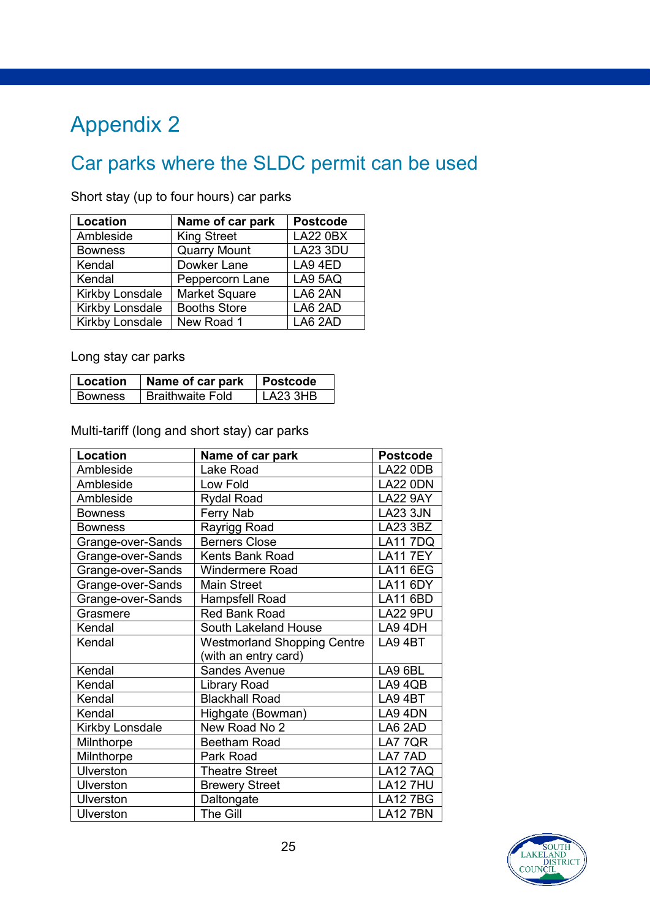# Appendix 2

## Car parks where the SLDC permit can be used

Short stay (up to four hours) car parks

| Location | Name of car park | Postcode |
|---|---|---|
| Ambleside | King Street | LA22 0BX |
| Bowness | Quarry Mount | LA23 3DU |
| Kendal | Dowker Lane | LA9 4ED |
| Kendal | Peppercorn Lane | LA9 5AQ |
| Kirkby Lonsdale | Market Square | LA6 2AN |
| Kirkby Lonsdale | Booths Store | LA6 2AD |
| Kirkby Lonsdale | New Road 1 | LA6 2AD |

Long stay car parks

| Location | Name of car park | Postcode |
|---|---|---|
| Bowness | Braithwaite Fold | LA23 3HB |

Multi-tariff (long and short stay) car parks

| Location | Name of car park | Postcode |
|---|---|---|
| Ambleside | Lake Road | LA22 0DB |
| Ambleside | Low Fold | LA22 0DN |
| Ambleside | Rydal Road | LA22 9AY |
| Bowness | Ferry Nab | LA23 3JN |
| Bowness | Rayrigg Road | LA23 3BZ |
| Grange-over-Sands | Berners Close | LA11 7DQ |
| Grange-over-Sands | Kents Bank Road | LA11 7EY |
| Grange-over-Sands | Windermere Road | LA11 6EG |
| Grange-over-Sands | Main Street | LA11 6DY |
| Grange-over-Sands | Hampsfell Road | LA11 6BD |
| Grasmere | Red Bank Road | LA22 9PU |
| Kendal | South Lakeland House | LA9 4DH |
| Kendal | Westmorland Shopping Centre (with an entry card) | LA9 4BT |
| Kendal | Sandes Avenue | LA9 6BL |
| Kendal | Library Road | LA9 4QB |
| Kendal | Blackhall Road | LA9 4BT |
| Kendal | Highgate (Bowman) | LA9 4DN |
| Kirkby Lonsdale | New Road No 2 | LA6 2AD |
| Milnthorpe | Beetham Road | LA7 7QR |
| Milnthorpe | Park Road | LA7 7AD |
| Ulverston | Theatre Street | LA12 7AQ |
| Ulverston | Brewery Street | LA12 7HU |
| Ulverston | Daltongate | LA12 7BG |
| Ulverston | The Gill | LA12 7BN |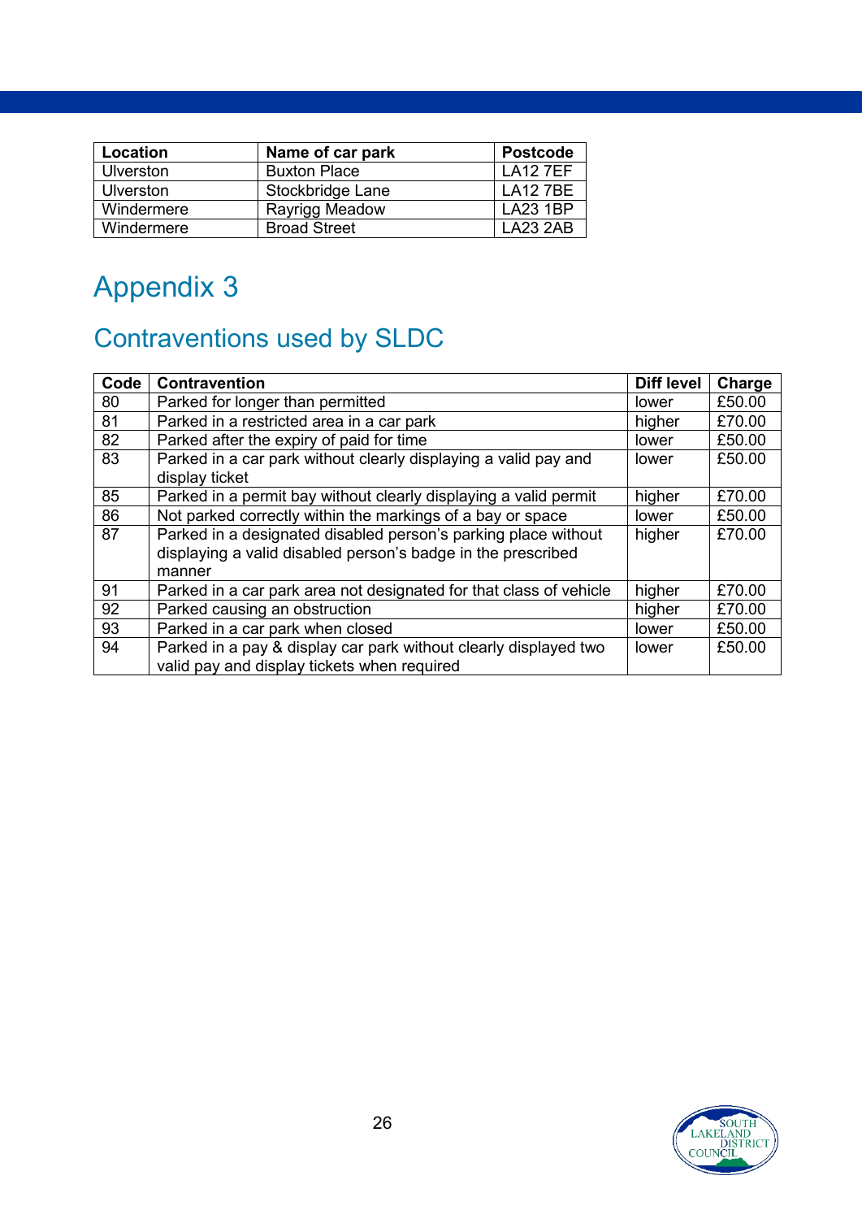| Location | Name of car park | Postcode |
|---|---|---|
| Ulverston | Buxton Place | LA12 7EF |
| Ulverston | Stockbridge Lane | LA12 7BE |
| Windermere | Rayrigg Meadow | LA23 1BP |
| Windermere | Broad Street | LA23 2AB |

# Appendix 3

## Contraventions used by SLDC

| Code | Contravention | Diff level | Charge |
|---|---|---|---|
| 80 | Parked for longer than permitted | lower | £50.00 |
| 81 | Parked in a restricted area in a car park | higher | £70.00 |
| 82 | Parked after the expiry of paid for time | lower | £50.00 |
| 83 | Parked in a car park without clearly displaying a valid pay and display ticket | lower | £50.00 |
| 85 | Parked in a permit bay without clearly displaying a valid permit | higher | £70.00 |
| 86 | Not parked correctly within the markings of a bay or space | lower | £50.00 |
| 87 | Parked in a designated disabled person's parking place without displaying a valid disabled person's badge in the prescribed manner | higher | £70.00 |
| 91 | Parked in a car park area not designated for that class of vehicle | higher | £70.00 |
| 92 | Parked causing an obstruction | higher | £70.00 |
| 93 | Parked in a car park when closed | lower | £50.00 |
| 94 | Parked in a pay & display car park without clearly displayed two valid pay and display tickets when required | lower | £50.00 |